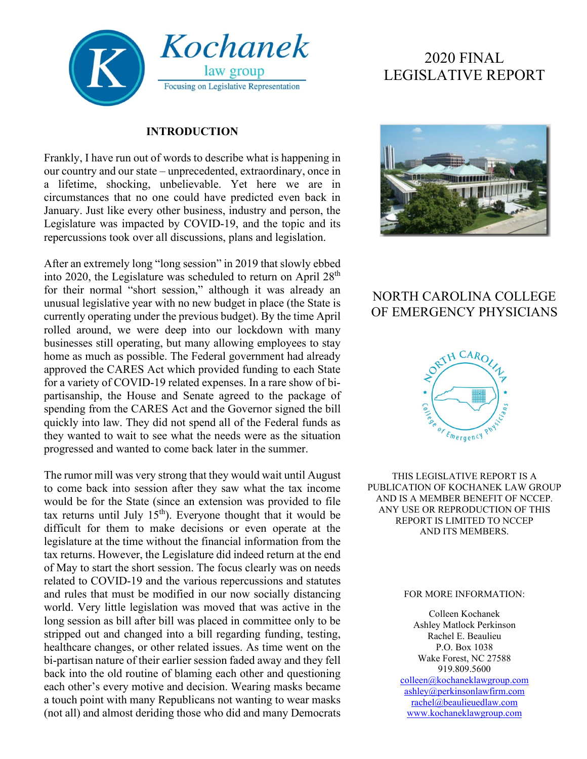Kochanek law group
Focusing on Legislative Representation

# 2020 FINAL LEGISLATIVE REPORT

## INTRODUCTION

Frankly, I have run out of words to describe what is happening in our country and our state – unprecedented, extraordinary, once in a lifetime, shocking, unbelievable. Yet here we are in circumstances that no one could have predicted even back in January. Just like every other business, industry and person, the Legislature was impacted by COVID-19, and the topic and its repercussions took over all discussions, plans and legislation.

After an extremely long "long session" in 2019 that slowly ebbed into 2020, the Legislature was scheduled to return on April 28th for their normal "short session," although it was already an unusual legislative year with no new budget in place (the State is currently operating under the previous budget). By the time April rolled around, we were deep into our lockdown with many businesses still operating, but many allowing employees to stay home as much as possible. The Federal government had already approved the CARES Act which provided funding to each State for a variety of COVID-19 related expenses. In a rare show of bi-partisanship, the House and Senate agreed to the package of spending from the CARES Act and the Governor signed the bill quickly into law. They did not spend all of the Federal funds as they wanted to wait to see what the needs were as the situation progressed and wanted to come back later in the summer.

The rumor mill was very strong that they would wait until August to come back into session after they saw what the tax income would be for the State (since an extension was provided to file tax returns until July 15th). Everyone thought that it would be difficult for them to make decisions or even operate at the legislature at the time without the financial information from the tax returns. However, the Legislature did indeed return at the end of May to start the short session. The focus clearly was on needs related to COVID-19 and the various repercussions and statutes and rules that must be modified in our now socially distancing world. Very little legislation was moved that was active in the long session as bill after bill was placed in committee only to be stripped out and changed into a bill regarding funding, testing, healthcare changes, or other related issues. As time went on the bi-partisan nature of their earlier session faded away and they fell back into the old routine of blaming each other and questioning each other's every motive and decision. Wearing masks became a touch point with many Republicans not wanting to wear masks (not all) and almost deriding those who did and many Democrats

## NORTH CAROLINA COLLEGE OF EMERGENCY PHYSICIANS

THIS LEGISLATIVE REPORT IS A PUBLICATION OF KOCHANEK LAW GROUP AND IS A MEMBER BENEFIT OF NCCEP. ANY USE OR REPRODUCTION OF THIS REPORT IS LIMITED TO NCCEP AND ITS MEMBERS.

FOR MORE INFORMATION:

Colleen Kochanek
Ashley Matlock Perkinson
Rachel E. Beaulieu
P.O. Box 1038
Wake Forest, NC 27588
919.809.5600
colleen@kochaneklawgroup.com
ashley@perkinsonlawfirm.com
rachel@beaulieuedlaw.com
www.kochaneklawgroup.com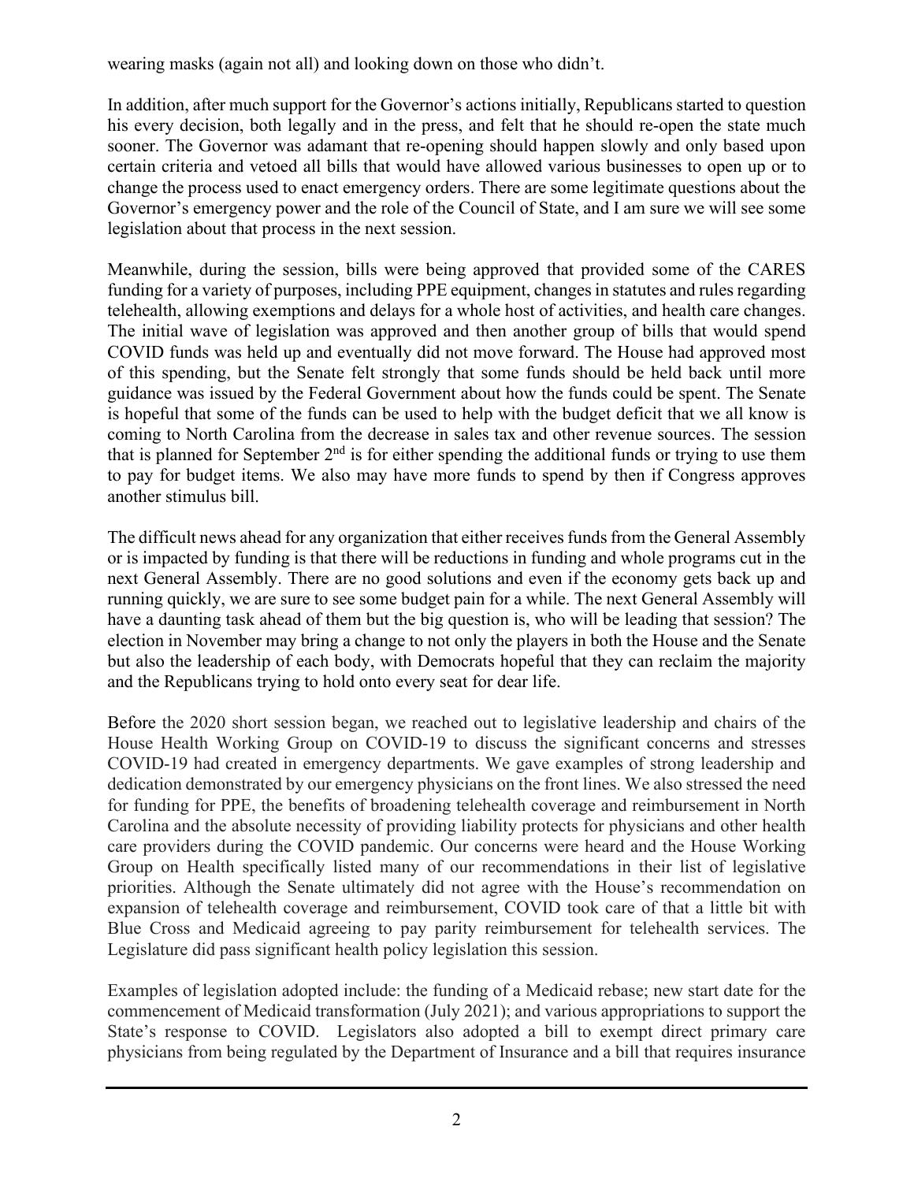wearing masks (again not all) and looking down on those who didn't.

In addition, after much support for the Governor's actions initially, Republicans started to question his every decision, both legally and in the press, and felt that he should re-open the state much sooner. The Governor was adamant that re-opening should happen slowly and only based upon certain criteria and vetoed all bills that would have allowed various businesses to open up or to change the process used to enact emergency orders. There are some legitimate questions about the Governor's emergency power and the role of the Council of State, and I am sure we will see some legislation about that process in the next session.

Meanwhile, during the session, bills were being approved that provided some of the CARES funding for a variety of purposes, including PPE equipment, changes in statutes and rules regarding telehealth, allowing exemptions and delays for a whole host of activities, and health care changes. The initial wave of legislation was approved and then another group of bills that would spend COVID funds was held up and eventually did not move forward. The House had approved most of this spending, but the Senate felt strongly that some funds should be held back until more guidance was issued by the Federal Government about how the funds could be spent. The Senate is hopeful that some of the funds can be used to help with the budget deficit that we all know is coming to North Carolina from the decrease in sales tax and other revenue sources. The session that is planned for September 2nd is for either spending the additional funds or trying to use them to pay for budget items. We also may have more funds to spend by then if Congress approves another stimulus bill.

The difficult news ahead for any organization that either receives funds from the General Assembly or is impacted by funding is that there will be reductions in funding and whole programs cut in the next General Assembly. There are no good solutions and even if the economy gets back up and running quickly, we are sure to see some budget pain for a while. The next General Assembly will have a daunting task ahead of them but the big question is, who will be leading that session? The election in November may bring a change to not only the players in both the House and the Senate but also the leadership of each body, with Democrats hopeful that they can reclaim the majority and the Republicans trying to hold onto every seat for dear life.

Before the 2020 short session began, we reached out to legislative leadership and chairs of the House Health Working Group on COVID-19 to discuss the significant concerns and stresses COVID-19 had created in emergency departments. We gave examples of strong leadership and dedication demonstrated by our emergency physicians on the front lines. We also stressed the need for funding for PPE, the benefits of broadening telehealth coverage and reimbursement in North Carolina and the absolute necessity of providing liability protects for physicians and other health care providers during the COVID pandemic. Our concerns were heard and the House Working Group on Health specifically listed many of our recommendations in their list of legislative priorities. Although the Senate ultimately did not agree with the House's recommendation on expansion of telehealth coverage and reimbursement, COVID took care of that a little bit with Blue Cross and Medicaid agreeing to pay parity reimbursement for telehealth services. The Legislature did pass significant health policy legislation this session.

Examples of legislation adopted include: the funding of a Medicaid rebase; new start date for the commencement of Medicaid transformation (July 2021); and various appropriations to support the State's response to COVID. Legislators also adopted a bill to exempt direct primary care physicians from being regulated by the Department of Insurance and a bill that requires insurance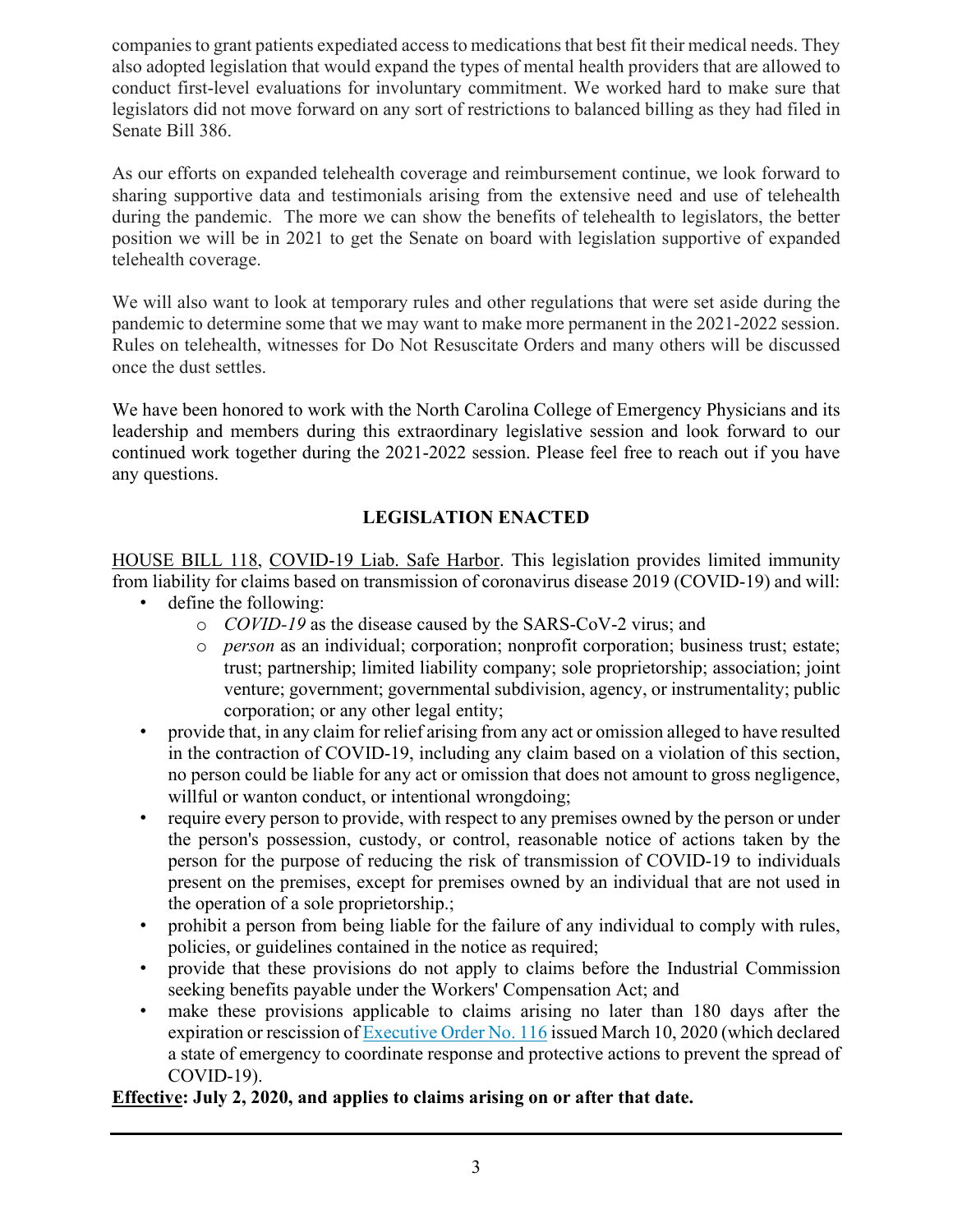companies to grant patients expedited access to medications that best fit their medical needs. They also adopted legislation that would expand the types of mental health providers that are allowed to conduct first-level evaluations for involuntary commitment. We worked hard to make sure that legislators did not move forward on any sort of restrictions to balanced billing as they had filed in Senate Bill 386.

As our efforts on expanded telehealth coverage and reimbursement continue, we look forward to sharing supportive data and testimonials arising from the extensive need and use of telehealth during the pandemic. The more we can show the benefits of telehealth to legislators, the better position we will be in 2021 to get the Senate on board with legislation supportive of expanded telehealth coverage.

We will also want to look at temporary rules and other regulations that were set aside during the pandemic to determine some that we may want to make more permanent in the 2021-2022 session. Rules on telehealth, witnesses for Do Not Resuscitate Orders and many others will be discussed once the dust settles.

We have been honored to work with the North Carolina College of Emergency Physicians and its leadership and members during this extraordinary legislative session and look forward to our continued work together during the 2021-2022 session. Please feel free to reach out if you have any questions.

## LEGISLATION ENACTED

HOUSE BILL 118, COVID-19 Liab. Safe Harbor. This legislation provides limited immunity from liability for claims based on transmission of coronavirus disease 2019 (COVID-19) and will:

- define the following:
  - *COVID-19* as the disease caused by the SARS-CoV-2 virus; and
  - *person* as an individual; corporation; nonprofit corporation; business trust; estate; trust; partnership; limited liability company; sole proprietorship; association; joint venture; government; governmental subdivision, agency, or instrumentality; public corporation; or any other legal entity;
- provide that, in any claim for relief arising from any act or omission alleged to have resulted in the contraction of COVID-19, including any claim based on a violation of this section, no person could be liable for any act or omission that does not amount to gross negligence, willful or wanton conduct, or intentional wrongdoing;
- require every person to provide, with respect to any premises owned by the person or under the person's possession, custody, or control, reasonable notice of actions taken by the person for the purpose of reducing the risk of transmission of COVID-19 to individuals present on the premises, except for premises owned by an individual that are not used in the operation of a sole proprietorship.;
- prohibit a person from being liable for the failure of any individual to comply with rules, policies, or guidelines contained in the notice as required;
- provide that these provisions do not apply to claims before the Industrial Commission seeking benefits payable under the Workers' Compensation Act; and
- make these provisions applicable to claims arising no later than 180 days after the expiration or rescission of Executive Order No. 116 issued March 10, 2020 (which declared a state of emergency to coordinate response and protective actions to prevent the spread of COVID-19).

**Effective: July 2, 2020, and applies to claims arising on or after that date.**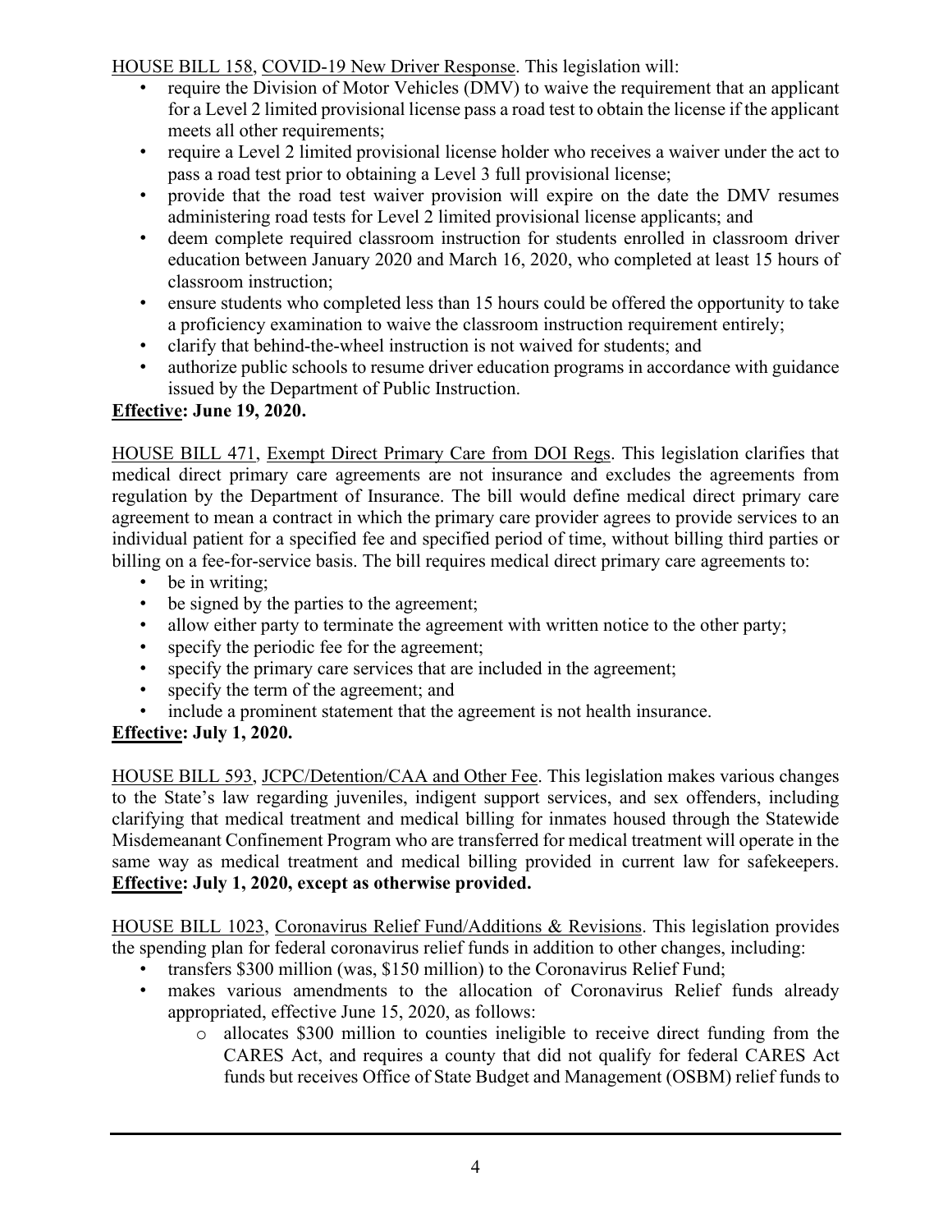HOUSE BILL 158, COVID-19 New Driver Response. This legislation will:

- require the Division of Motor Vehicles (DMV) to waive the requirement that an applicant for a Level 2 limited provisional license pass a road test to obtain the license if the applicant meets all other requirements;
- require a Level 2 limited provisional license holder who receives a waiver under the act to pass a road test prior to obtaining a Level 3 full provisional license;
- provide that the road test waiver provision will expire on the date the DMV resumes administering road tests for Level 2 limited provisional license applicants; and
- deem complete required classroom instruction for students enrolled in classroom driver education between January 2020 and March 16, 2020, who completed at least 15 hours of classroom instruction;
- ensure students who completed less than 15 hours could be offered the opportunity to take a proficiency examination to waive the classroom instruction requirement entirely;
- clarify that behind-the-wheel instruction is not waived for students; and
- authorize public schools to resume driver education programs in accordance with guidance issued by the Department of Public Instruction.

**Effective: June 19, 2020.**

HOUSE BILL 471, Exempt Direct Primary Care from DOI Regs. This legislation clarifies that medical direct primary care agreements are not insurance and excludes the agreements from regulation by the Department of Insurance. The bill would define medical direct primary care agreement to mean a contract in which the primary care provider agrees to provide services to an individual patient for a specified fee and specified period of time, without billing third parties or billing on a fee-for-service basis. The bill requires medical direct primary care agreements to:

- be in writing;
- be signed by the parties to the agreement;
- allow either party to terminate the agreement with written notice to the other party;
- specify the periodic fee for the agreement;
- specify the primary care services that are included in the agreement;
- specify the term of the agreement; and
- include a prominent statement that the agreement is not health insurance.

**Effective: July 1, 2020.**

HOUSE BILL 593, JCPC/Detention/CAA and Other Fee. This legislation makes various changes to the State's law regarding juveniles, indigent support services, and sex offenders, including clarifying that medical treatment and medical billing for inmates housed through the Statewide Misdemeanant Confinement Program who are transferred for medical treatment will operate in the same way as medical treatment and medical billing provided in current law for safekeepers. **Effective: July 1, 2020, except as otherwise provided.**

HOUSE BILL 1023, Coronavirus Relief Fund/Additions & Revisions. This legislation provides the spending plan for federal coronavirus relief funds in addition to other changes, including:

- transfers $300 million (was, $150 million) to the Coronavirus Relief Fund;
- makes various amendments to the allocation of Coronavirus Relief funds already appropriated, effective June 15, 2020, as follows:
  - allocates $300 million to counties ineligible to receive direct funding from the CARES Act, and requires a county that did not qualify for federal CARES Act funds but receives Office of State Budget and Management (OSBM) relief funds to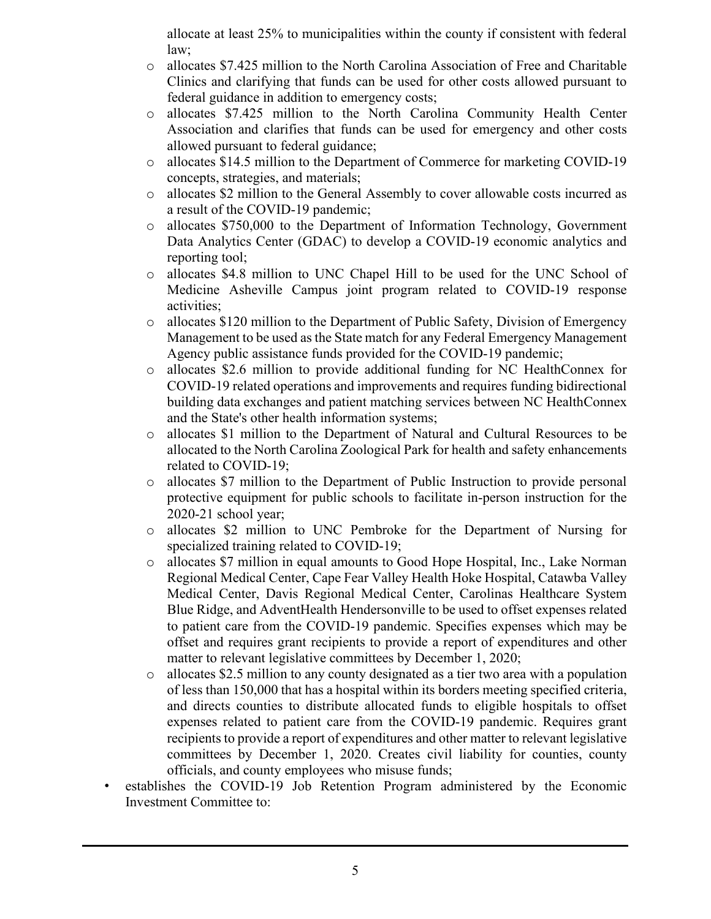allocate at least 25% to municipalities within the county if consistent with federal law;

  - allocates $7.425 million to the North Carolina Association of Free and Charitable Clinics and clarifying that funds can be used for other costs allowed pursuant to federal guidance in addition to emergency costs;
  - allocates $7.425 million to the North Carolina Community Health Center Association and clarifies that funds can be used for emergency and other costs allowed pursuant to federal guidance;
  - allocates $14.5 million to the Department of Commerce for marketing COVID-19 concepts, strategies, and materials;
  - allocates $2 million to the General Assembly to cover allowable costs incurred as a result of the COVID-19 pandemic;
  - allocates $750,000 to the Department of Information Technology, Government Data Analytics Center (GDAC) to develop a COVID-19 economic analytics and reporting tool;
  - allocates $4.8 million to UNC Chapel Hill to be used for the UNC School of Medicine Asheville Campus joint program related to COVID-19 response activities;
  - allocates $120 million to the Department of Public Safety, Division of Emergency Management to be used as the State match for any Federal Emergency Management Agency public assistance funds provided for the COVID-19 pandemic;
  - allocates $2.6 million to provide additional funding for NC HealthConnex for COVID-19 related operations and improvements and requires funding bidirectional building data exchanges and patient matching services between NC HealthConnex and the State's other health information systems;
  - allocates $1 million to the Department of Natural and Cultural Resources to be allocated to the North Carolina Zoological Park for health and safety enhancements related to COVID-19;
  - allocates $7 million to the Department of Public Instruction to provide personal protective equipment for public schools to facilitate in-person instruction for the 2020-21 school year;
  - allocates $2 million to UNC Pembroke for the Department of Nursing for specialized training related to COVID-19;
  - allocates $7 million in equal amounts to Good Hope Hospital, Inc., Lake Norman Regional Medical Center, Cape Fear Valley Health Hoke Hospital, Catawba Valley Medical Center, Davis Regional Medical Center, Carolinas Healthcare System Blue Ridge, and AdventHealth Hendersonville to be used to offset expenses related to patient care from the COVID-19 pandemic. Specifies expenses which may be offset and requires grant recipients to provide a report of expenditures and other matter to relevant legislative committees by December 1, 2020;
  - allocates $2.5 million to any county designated as a tier two area with a population of less than 150,000 that has a hospital within its borders meeting specified criteria, and directs counties to distribute allocated funds to eligible hospitals to offset expenses related to patient care from the COVID-19 pandemic. Requires grant recipients to provide a report of expenditures and other matter to relevant legislative committees by December 1, 2020. Creates civil liability for counties, county officials, and county employees who misuse funds;
- establishes the COVID-19 Job Retention Program administered by the Economic Investment Committee to: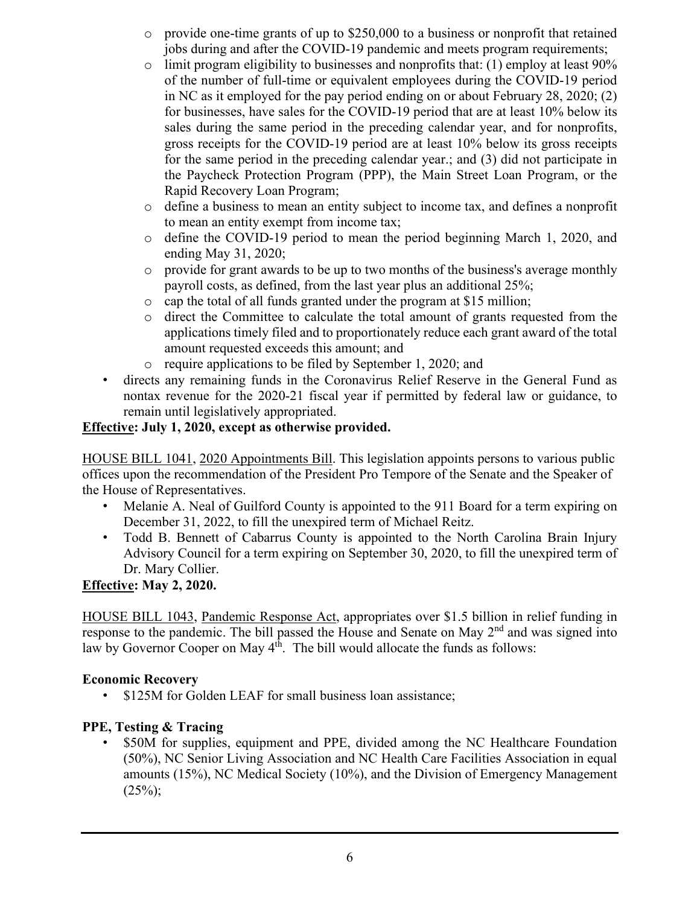- provide one-time grants of up to $250,000 to a business or nonprofit that retained jobs during and after the COVID-19 pandemic and meets program requirements;
  - limit program eligibility to businesses and nonprofits that: (1) employ at least 90% of the number of full-time or equivalent employees during the COVID-19 period in NC as it employed for the pay period ending on or about February 28, 2020; (2) for businesses, have sales for the COVID-19 period that are at least 10% below its sales during the same period in the preceding calendar year, and for nonprofits, gross receipts for the COVID-19 period are at least 10% below its gross receipts for the same period in the preceding calendar year.; and (3) did not participate in the Paycheck Protection Program (PPP), the Main Street Loan Program, or the Rapid Recovery Loan Program;
  - define a business to mean an entity subject to income tax, and defines a nonprofit to mean an entity exempt from income tax;
  - define the COVID-19 period to mean the period beginning March 1, 2020, and ending May 31, 2020;
  - provide for grant awards to be up to two months of the business's average monthly payroll costs, as defined, from the last year plus an additional 25%;
  - cap the total of all funds granted under the program at $15 million;
  - direct the Committee to calculate the total amount of grants requested from the applications timely filed and to proportionately reduce each grant award of the total amount requested exceeds this amount; and
  - require applications to be filed by September 1, 2020; and
- directs any remaining funds in the Coronavirus Relief Reserve in the General Fund as nontax revenue for the 2020-21 fiscal year if permitted by federal law or guidance, to remain until legislatively appropriated.

**Effective: July 1, 2020, except as otherwise provided.**

HOUSE BILL 1041, 2020 Appointments Bill. This legislation appoints persons to various public offices upon the recommendation of the President Pro Tempore of the Senate and the Speaker of the House of Representatives.

- Melanie A. Neal of Guilford County is appointed to the 911 Board for a term expiring on December 31, 2022, to fill the unexpired term of Michael Reitz.
- Todd B. Bennett of Cabarrus County is appointed to the North Carolina Brain Injury Advisory Council for a term expiring on September 30, 2020, to fill the unexpired term of Dr. Mary Collier.

**Effective: May 2, 2020.**

HOUSE BILL 1043, Pandemic Response Act, appropriates over $1.5 billion in relief funding in response to the pandemic. The bill passed the House and Senate on May 2nd and was signed into law by Governor Cooper on May 4th. The bill would allocate the funds as follows:

**Economic Recovery**

- $125M for Golden LEAF for small business loan assistance;

**PPE, Testing & Tracing**

- $50M for supplies, equipment and PPE, divided among the NC Healthcare Foundation (50%), NC Senior Living Association and NC Health Care Facilities Association in equal amounts (15%), NC Medical Society (10%), and the Division of Emergency Management (25%);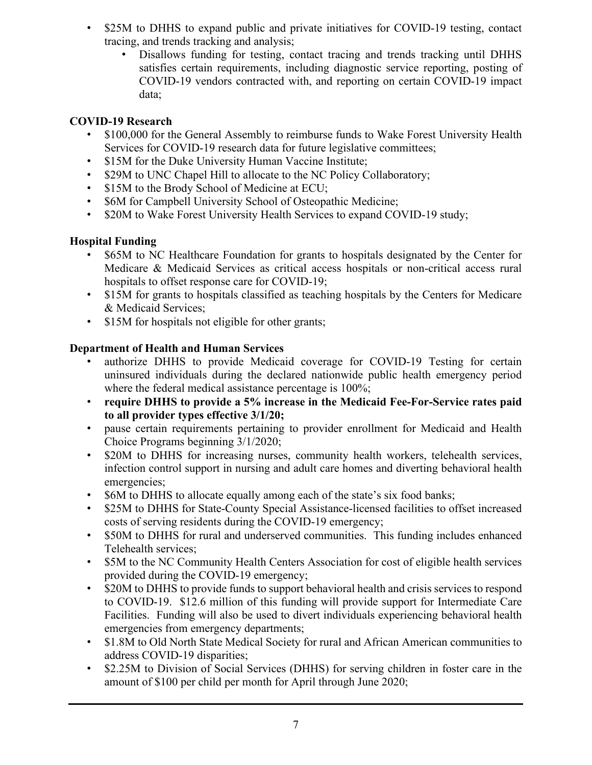- $25M to DHHS to expand public and private initiatives for COVID-19 testing, contact tracing, and trends tracking and analysis;
    - Disallows funding for testing, contact tracing and trends tracking until DHHS satisfies certain requirements, including diagnostic service reporting, posting of COVID-19 vendors contracted with, and reporting on certain COVID-19 impact data;

**COVID-19 Research**

- $100,000 for the General Assembly to reimburse funds to Wake Forest University Health Services for COVID-19 research data for future legislative committees;
- $15M for the Duke University Human Vaccine Institute;
- $29M to UNC Chapel Hill to allocate to the NC Policy Collaboratory;
- $15M to the Brody School of Medicine at ECU;
- $6M for Campbell University School of Osteopathic Medicine;
- $20M to Wake Forest University Health Services to expand COVID-19 study;

**Hospital Funding**

- $65M to NC Healthcare Foundation for grants to hospitals designated by the Center for Medicare & Medicaid Services as critical access hospitals or non-critical access rural hospitals to offset response care for COVID-19;
- $15M for grants to hospitals classified as teaching hospitals by the Centers for Medicare & Medicaid Services;
- $15M for hospitals not eligible for other grants;

**Department of Health and Human Services**

- authorize DHHS to provide Medicaid coverage for COVID-19 Testing for certain uninsured individuals during the declared nationwide public health emergency period where the federal medical assistance percentage is 100%;
- **require DHHS to provide a 5% increase in the Medicaid Fee-For-Service rates paid to all provider types effective 3/1/20;**
- pause certain requirements pertaining to provider enrollment for Medicaid and Health Choice Programs beginning 3/1/2020;
- $20M to DHHS for increasing nurses, community health workers, telehealth services, infection control support in nursing and adult care homes and diverting behavioral health emergencies;
- $6M to DHHS to allocate equally among each of the state's six food banks;
- $25M to DHHS for State-County Special Assistance-licensed facilities to offset increased costs of serving residents during the COVID-19 emergency;
- $50M to DHHS for rural and underserved communities. This funding includes enhanced Telehealth services;
- $5M to the NC Community Health Centers Association for cost of eligible health services provided during the COVID-19 emergency;
- $20M to DHHS to provide funds to support behavioral health and crisis services to respond to COVID-19. $12.6 million of this funding will provide support for Intermediate Care Facilities. Funding will also be used to divert individuals experiencing behavioral health emergencies from emergency departments;
- $1.8M to Old North State Medical Society for rural and African American communities to address COVID-19 disparities;
- $2.25M to Division of Social Services (DHHS) for serving children in foster care in the amount of $100 per child per month for April through June 2020;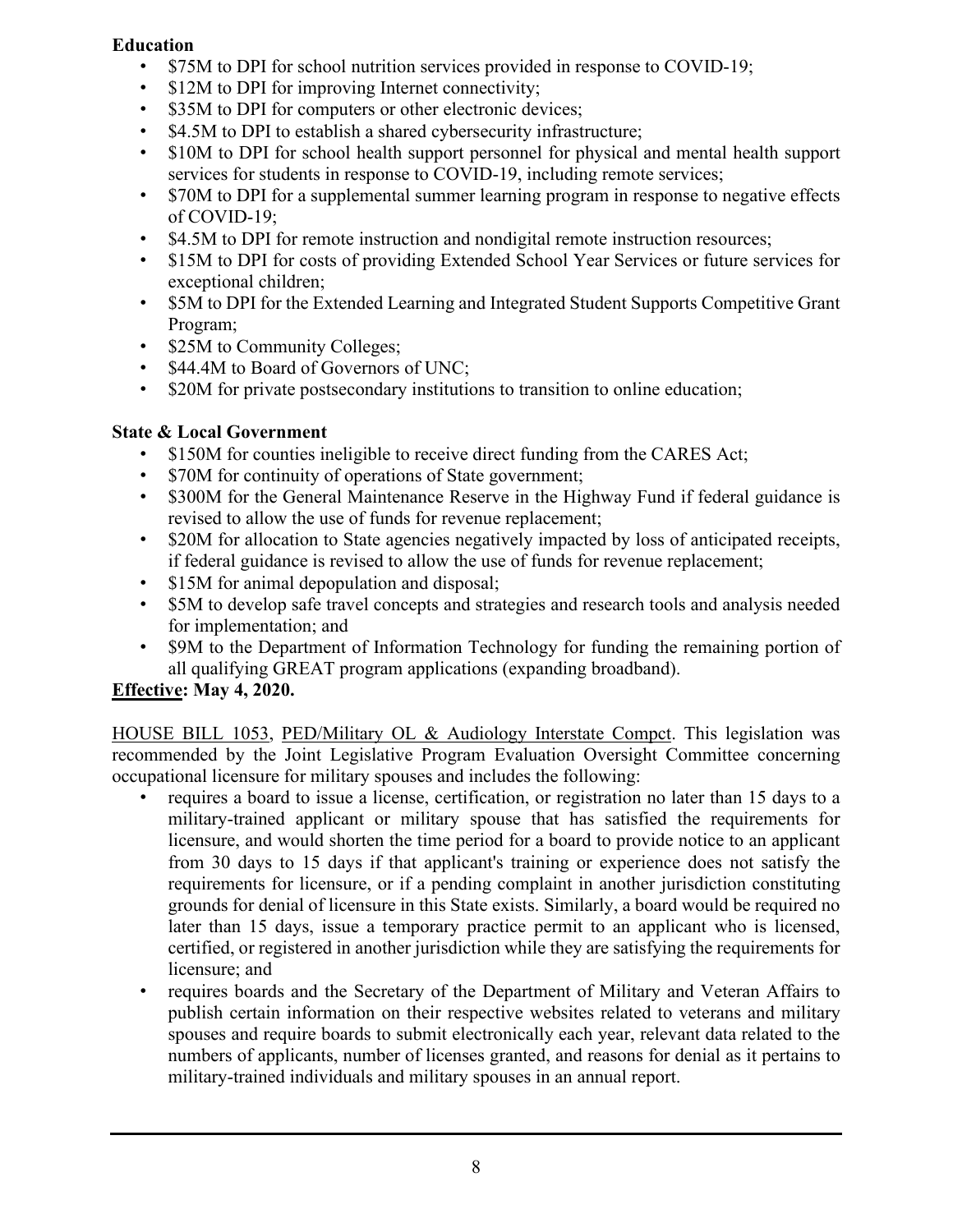**Education**

- $75M to DPI for school nutrition services provided in response to COVID-19;
- $12M to DPI for improving Internet connectivity;
- $35M to DPI for computers or other electronic devices;
- $4.5M to DPI to establish a shared cybersecurity infrastructure;
- $10M to DPI for school health support personnel for physical and mental health support services for students in response to COVID-19, including remote services;
- $70M to DPI for a supplemental summer learning program in response to negative effects of COVID-19;
- $4.5M to DPI for remote instruction and nondigital remote instruction resources;
- $15M to DPI for costs of providing Extended School Year Services or future services for exceptional children;
- $5M to DPI for the Extended Learning and Integrated Student Supports Competitive Grant Program;
- $25M to Community Colleges;
- $44.4M to Board of Governors of UNC;
- $20M for private postsecondary institutions to transition to online education;

**State & Local Government**

- $150M for counties ineligible to receive direct funding from the CARES Act;
- $70M for continuity of operations of State government;
- $300M for the General Maintenance Reserve in the Highway Fund if federal guidance is revised to allow the use of funds for revenue replacement;
- $20M for allocation to State agencies negatively impacted by loss of anticipated receipts, if federal guidance is revised to allow the use of funds for revenue replacement;
- $15M for animal depopulation and disposal;
- $5M to develop safe travel concepts and strategies and research tools and analysis needed for implementation; and
- $9M to the Department of Information Technology for funding the remaining portion of all qualifying GREAT program applications (expanding broadband).

**Effective: May 4, 2020.**

HOUSE BILL 1053, PED/Military OL & Audiology Interstate Compct. This legislation was recommended by the Joint Legislative Program Evaluation Oversight Committee concerning occupational licensure for military spouses and includes the following:

- requires a board to issue a license, certification, or registration no later than 15 days to a military-trained applicant or military spouse that has satisfied the requirements for licensure, and would shorten the time period for a board to provide notice to an applicant from 30 days to 15 days if that applicant's training or experience does not satisfy the requirements for licensure, or if a pending complaint in another jurisdiction constituting grounds for denial of licensure in this State exists. Similarly, a board would be required no later than 15 days, issue a temporary practice permit to an applicant who is licensed, certified, or registered in another jurisdiction while they are satisfying the requirements for licensure; and
- requires boards and the Secretary of the Department of Military and Veteran Affairs to publish certain information on their respective websites related to veterans and military spouses and require boards to submit electronically each year, relevant data related to the numbers of applicants, number of licenses granted, and reasons for denial as it pertains to military-trained individuals and military spouses in an annual report.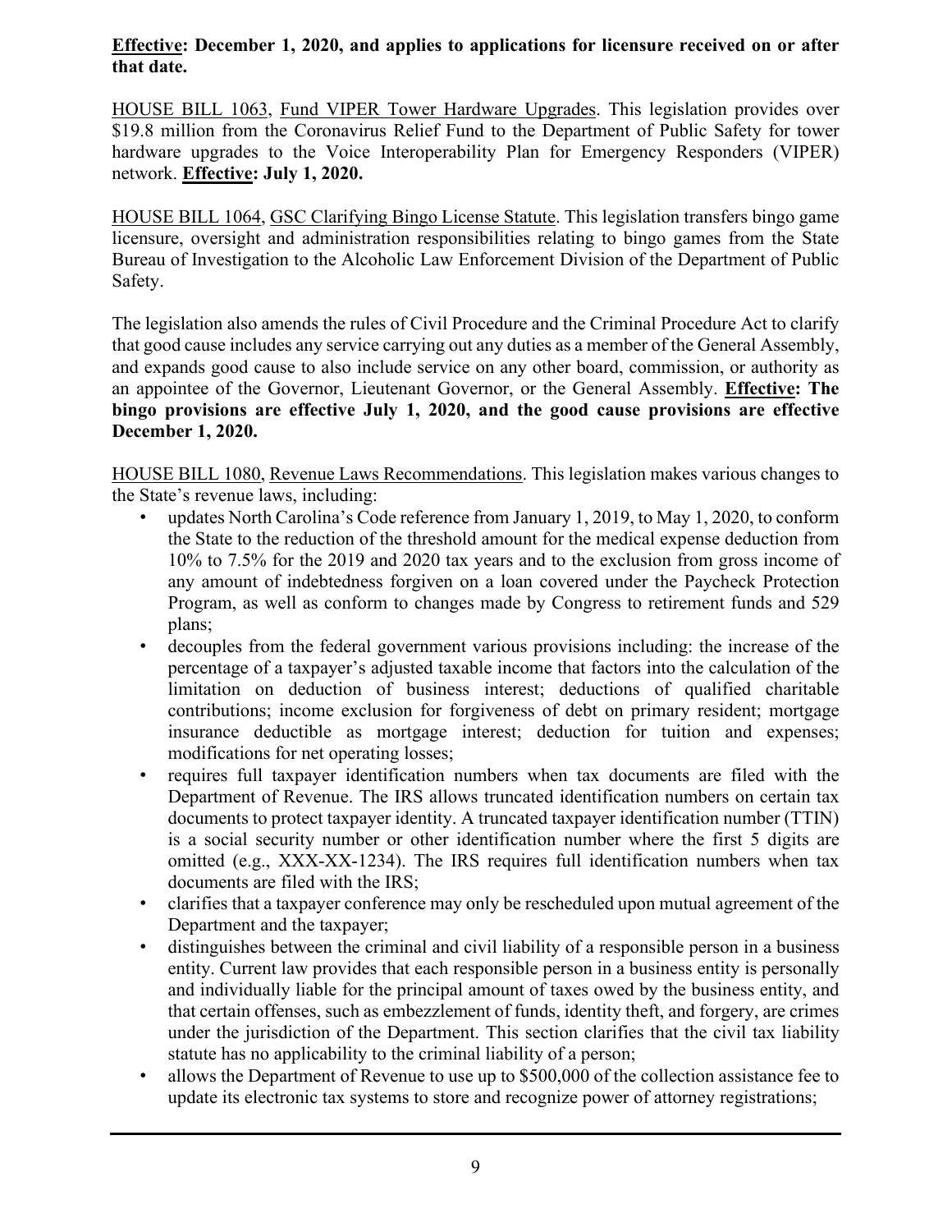**Effective: December 1, 2020, and applies to applications for licensure received on or after that date.**

HOUSE BILL 1063, Fund VIPER Tower Hardware Upgrades. This legislation provides over $19.8 million from the Coronavirus Relief Fund to the Department of Public Safety for tower hardware upgrades to the Voice Interoperability Plan for Emergency Responders (VIPER) network. **Effective: July 1, 2020.**

HOUSE BILL 1064, GSC Clarifying Bingo License Statute. This legislation transfers bingo game licensure, oversight and administration responsibilities relating to bingo games from the State Bureau of Investigation to the Alcoholic Law Enforcement Division of the Department of Public Safety.

The legislation also amends the rules of Civil Procedure and the Criminal Procedure Act to clarify that good cause includes any service carrying out any duties as a member of the General Assembly, and expands good cause to also include service on any other board, commission, or authority as an appointee of the Governor, Lieutenant Governor, or the General Assembly. **Effective: The bingo provisions are effective July 1, 2020, and the good cause provisions are effective December 1, 2020.**

HOUSE BILL 1080, Revenue Laws Recommendations. This legislation makes various changes to the State's revenue laws, including:

- updates North Carolina's Code reference from January 1, 2019, to May 1, 2020, to conform the State to the reduction of the threshold amount for the medical expense deduction from 10% to 7.5% for the 2019 and 2020 tax years and to the exclusion from gross income of any amount of indebtedness forgiven on a loan covered under the Paycheck Protection Program, as well as conform to changes made by Congress to retirement funds and 529 plans;
- decouples from the federal government various provisions including: the increase of the percentage of a taxpayer's adjusted taxable income that factors into the calculation of the limitation on deduction of business interest; deductions of qualified charitable contributions; income exclusion for forgiveness of debt on primary resident; mortgage insurance deductible as mortgage interest; deduction for tuition and expenses; modifications for net operating losses;
- requires full taxpayer identification numbers when tax documents are filed with the Department of Revenue. The IRS allows truncated identification numbers on certain tax documents to protect taxpayer identity. A truncated taxpayer identification number (TTIN) is a social security number or other identification number where the first 5 digits are omitted (e.g., XXX-XX-1234). The IRS requires full identification numbers when tax documents are filed with the IRS;
- clarifies that a taxpayer conference may only be rescheduled upon mutual agreement of the Department and the taxpayer;
- distinguishes between the criminal and civil liability of a responsible person in a business entity. Current law provides that each responsible person in a business entity is personally and individually liable for the principal amount of taxes owed by the business entity, and that certain offenses, such as embezzlement of funds, identity theft, and forgery, are crimes under the jurisdiction of the Department. This section clarifies that the civil tax liability statute has no applicability to the criminal liability of a person;
- allows the Department of Revenue to use up to $500,000 of the collection assistance fee to update its electronic tax systems to store and recognize power of attorney registrations;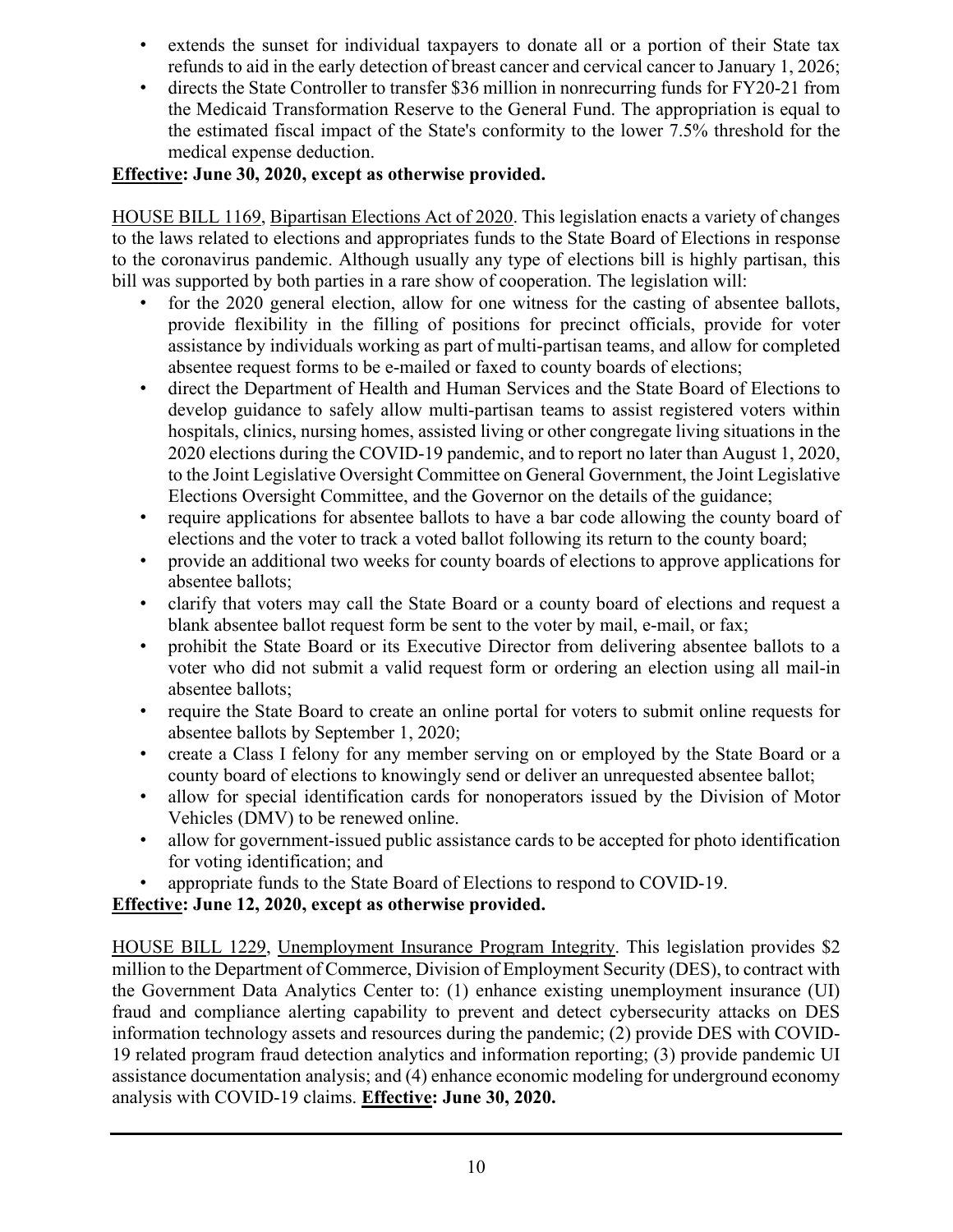- extends the sunset for individual taxpayers to donate all or a portion of their State tax refunds to aid in the early detection of breast cancer and cervical cancer to January 1, 2026;
- directs the State Controller to transfer $36 million in nonrecurring funds for FY20-21 from the Medicaid Transformation Reserve to the General Fund. The appropriation is equal to the estimated fiscal impact of the State's conformity to the lower 7.5% threshold for the medical expense deduction.

**Effective: June 30, 2020, except as otherwise provided.**

HOUSE BILL 1169, Bipartisan Elections Act of 2020. This legislation enacts a variety of changes to the laws related to elections and appropriates funds to the State Board of Elections in response to the coronavirus pandemic. Although usually any type of elections bill is highly partisan, this bill was supported by both parties in a rare show of cooperation. The legislation will:

- for the 2020 general election, allow for one witness for the casting of absentee ballots, provide flexibility in the filling of positions for precinct officials, provide for voter assistance by individuals working as part of multi-partisan teams, and allow for completed absentee request forms to be e-mailed or faxed to county boards of elections;
- direct the Department of Health and Human Services and the State Board of Elections to develop guidance to safely allow multi-partisan teams to assist registered voters within hospitals, clinics, nursing homes, assisted living or other congregate living situations in the 2020 elections during the COVID-19 pandemic, and to report no later than August 1, 2020, to the Joint Legislative Oversight Committee on General Government, the Joint Legislative Elections Oversight Committee, and the Governor on the details of the guidance;
- require applications for absentee ballots to have a bar code allowing the county board of elections and the voter to track a voted ballot following its return to the county board;
- provide an additional two weeks for county boards of elections to approve applications for absentee ballots;
- clarify that voters may call the State Board or a county board of elections and request a blank absentee ballot request form be sent to the voter by mail, e-mail, or fax;
- prohibit the State Board or its Executive Director from delivering absentee ballots to a voter who did not submit a valid request form or ordering an election using all mail-in absentee ballots;
- require the State Board to create an online portal for voters to submit online requests for absentee ballots by September 1, 2020;
- create a Class I felony for any member serving on or employed by the State Board or a county board of elections to knowingly send or deliver an unrequested absentee ballot;
- allow for special identification cards for nonoperators issued by the Division of Motor Vehicles (DMV) to be renewed online.
- allow for government-issued public assistance cards to be accepted for photo identification for voting identification; and
- appropriate funds to the State Board of Elections to respond to COVID-19.

**Effective: June 12, 2020, except as otherwise provided.**

HOUSE BILL 1229, Unemployment Insurance Program Integrity. This legislation provides $2 million to the Department of Commerce, Division of Employment Security (DES), to contract with the Government Data Analytics Center to: (1) enhance existing unemployment insurance (UI) fraud and compliance alerting capability to prevent and detect cybersecurity attacks on DES information technology assets and resources during the pandemic; (2) provide DES with COVID-19 related program fraud detection analytics and information reporting; (3) provide pandemic UI assistance documentation analysis; and (4) enhance economic modeling for underground economy analysis with COVID-19 claims. **Effective: June 30, 2020.**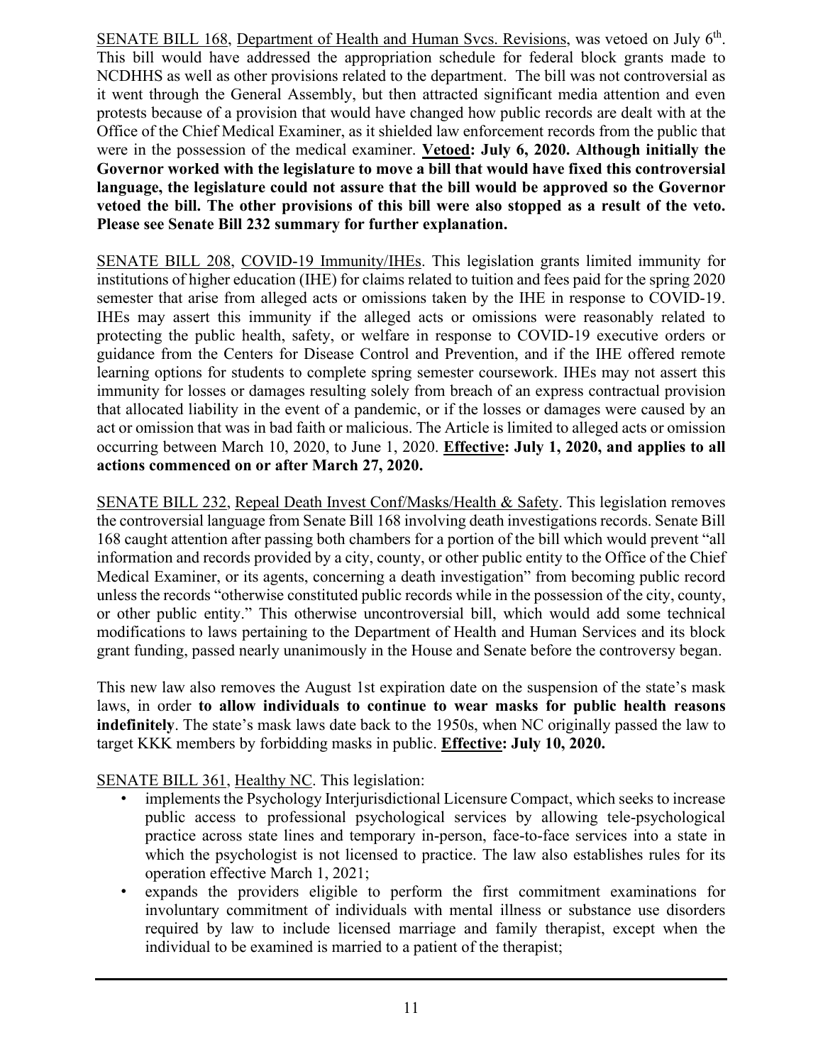SENATE BILL 168, Department of Health and Human Svcs. Revisions, was vetoed on July 6th. This bill would have addressed the appropriation schedule for federal block grants made to NCDHHS as well as other provisions related to the department. The bill was not controversial as it went through the General Assembly, but then attracted significant media attention and even protests because of a provision that would have changed how public records are dealt with at the Office of the Chief Medical Examiner, as it shielded law enforcement records from the public that were in the possession of the medical examiner. **Vetoed: July 6, 2020. Although initially the Governor worked with the legislature to move a bill that would have fixed this controversial language, the legislature could not assure that the bill would be approved so the Governor vetoed the bill. The other provisions of this bill were also stopped as a result of the veto. Please see Senate Bill 232 summary for further explanation.**

SENATE BILL 208, COVID-19 Immunity/IHEs. This legislation grants limited immunity for institutions of higher education (IHE) for claims related to tuition and fees paid for the spring 2020 semester that arise from alleged acts or omissions taken by the IHE in response to COVID-19. IHEs may assert this immunity if the alleged acts or omissions were reasonably related to protecting the public health, safety, or welfare in response to COVID-19 executive orders or guidance from the Centers for Disease Control and Prevention, and if the IHE offered remote learning options for students to complete spring semester coursework. IHEs may not assert this immunity for losses or damages resulting solely from breach of an express contractual provision that allocated liability in the event of a pandemic, or if the losses or damages were caused by an act or omission that was in bad faith or malicious. The Article is limited to alleged acts or omission occurring between March 10, 2020, to June 1, 2020. **Effective: July 1, 2020, and applies to all actions commenced on or after March 27, 2020.**

SENATE BILL 232, Repeal Death Invest Conf/Masks/Health & Safety. This legislation removes the controversial language from Senate Bill 168 involving death investigations records. Senate Bill 168 caught attention after passing both chambers for a portion of the bill which would prevent "all information and records provided by a city, county, or other public entity to the Office of the Chief Medical Examiner, or its agents, concerning a death investigation" from becoming public record unless the records "otherwise constituted public records while in the possession of the city, county, or other public entity." This otherwise uncontroversial bill, which would add some technical modifications to laws pertaining to the Department of Health and Human Services and its block grant funding, passed nearly unanimously in the House and Senate before the controversy began.

This new law also removes the August 1st expiration date on the suspension of the state's mask laws, in order **to allow individuals to continue to wear masks for public health reasons indefinitely**. The state's mask laws date back to the 1950s, when NC originally passed the law to target KKK members by forbidding masks in public. **Effective: July 10, 2020.**

SENATE BILL 361, Healthy NC. This legislation:

- implements the Psychology Interjurisdictional Licensure Compact, which seeks to increase public access to professional psychological services by allowing tele-psychological practice across state lines and temporary in-person, face-to-face services into a state in which the psychologist is not licensed to practice. The law also establishes rules for its operation effective March 1, 2021;
- expands the providers eligible to perform the first commitment examinations for involuntary commitment of individuals with mental illness or substance use disorders required by law to include licensed marriage and family therapist, except when the individual to be examined is married to a patient of the therapist;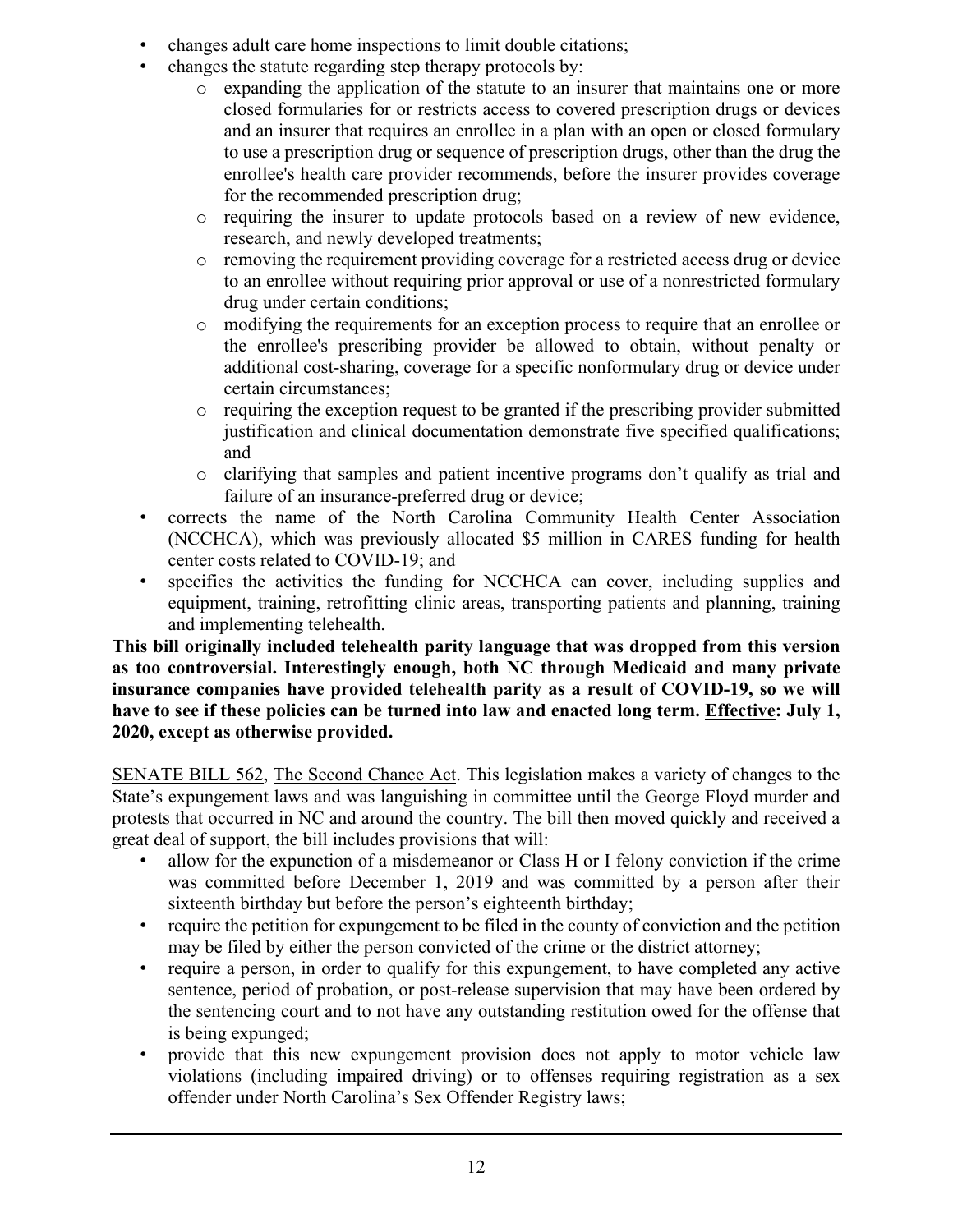- changes adult care home inspections to limit double citations;
- changes the statute regarding step therapy protocols by:
  - expanding the application of the statute to an insurer that maintains one or more closed formularies for or restricts access to covered prescription drugs or devices and an insurer that requires an enrollee in a plan with an open or closed formulary to use a prescription drug or sequence of prescription drugs, other than the drug the enrollee's health care provider recommends, before the insurer provides coverage for the recommended prescription drug;
  - requiring the insurer to update protocols based on a review of new evidence, research, and newly developed treatments;
  - removing the requirement providing coverage for a restricted access drug or device to an enrollee without requiring prior approval or use of a nonrestricted formulary drug under certain conditions;
  - modifying the requirements for an exception process to require that an enrollee or the enrollee's prescribing provider be allowed to obtain, without penalty or additional cost-sharing, coverage for a specific nonformulary drug or device under certain circumstances;
  - requiring the exception request to be granted if the prescribing provider submitted justification and clinical documentation demonstrate five specified qualifications; and
  - clarifying that samples and patient incentive programs don't qualify as trial and failure of an insurance-preferred drug or device;
- corrects the name of the North Carolina Community Health Center Association (NCCHCA), which was previously allocated $5 million in CARES funding for health center costs related to COVID-19; and
- specifies the activities the funding for NCCHCA can cover, including supplies and equipment, training, retrofitting clinic areas, transporting patients and planning, training and implementing telehealth.

**This bill originally included telehealth parity language that was dropped from this version as too controversial. Interestingly enough, both NC through Medicaid and many private insurance companies have provided telehealth parity as a result of COVID-19, so we will have to see if these policies can be turned into law and enacted long term. Effective: July 1, 2020, except as otherwise provided.**

SENATE BILL 562, The Second Chance Act. This legislation makes a variety of changes to the State's expungement laws and was languishing in committee until the George Floyd murder and protests that occurred in NC and around the country. The bill then moved quickly and received a great deal of support, the bill includes provisions that will:

- allow for the expunction of a misdemeanor or Class H or I felony conviction if the crime was committed before December 1, 2019 and was committed by a person after their sixteenth birthday but before the person's eighteenth birthday;
- require the petition for expungement to be filed in the county of conviction and the petition may be filed by either the person convicted of the crime or the district attorney;
- require a person, in order to qualify for this expungement, to have completed any active sentence, period of probation, or post-release supervision that may have been ordered by the sentencing court and to not have any outstanding restitution owed for the offense that is being expunged;
- provide that this new expungement provision does not apply to motor vehicle law violations (including impaired driving) or to offenses requiring registration as a sex offender under North Carolina's Sex Offender Registry laws;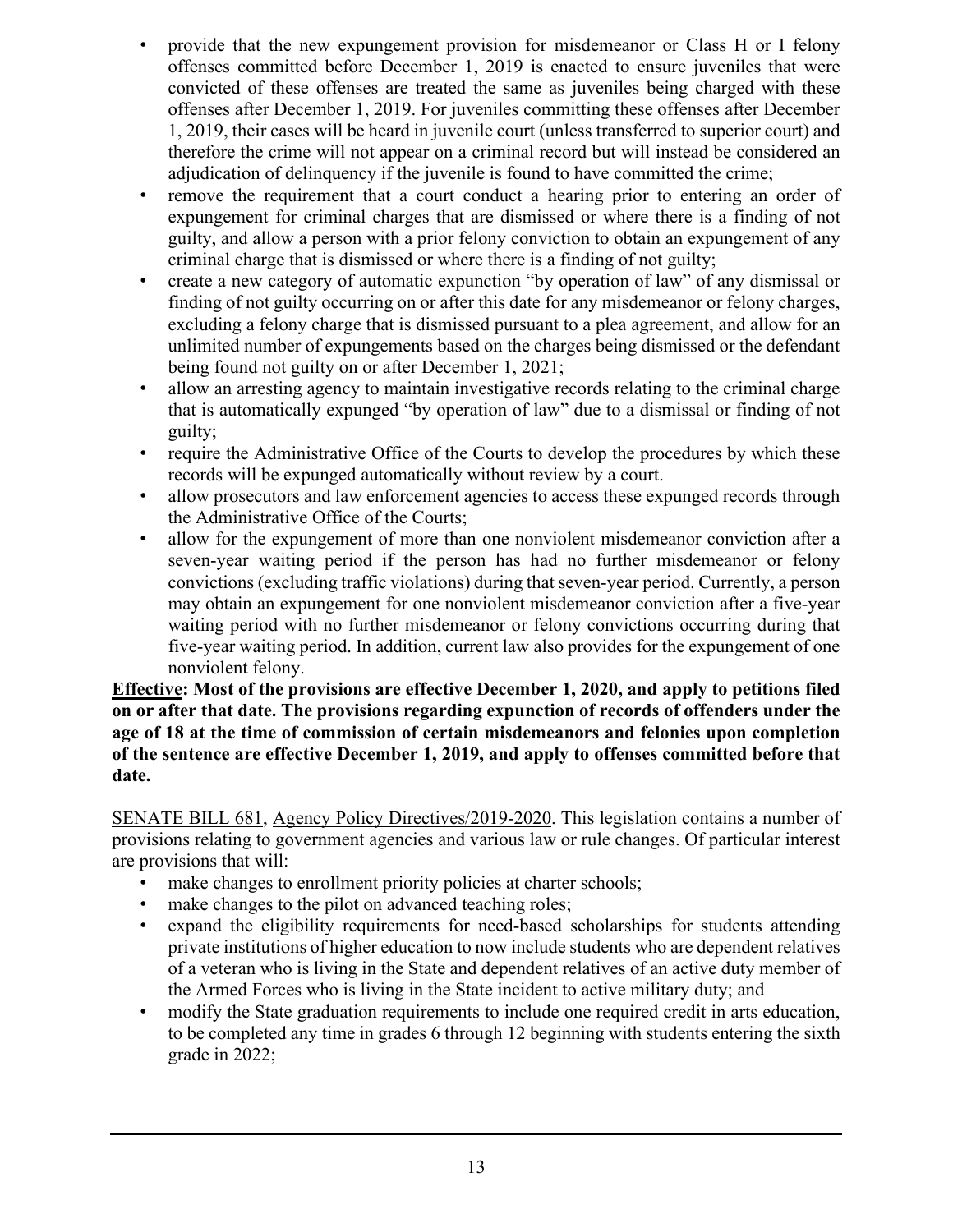- provide that the new expungement provision for misdemeanor or Class H or I felony offenses committed before December 1, 2019 is enacted to ensure juveniles that were convicted of these offenses are treated the same as juveniles being charged with these offenses after December 1, 2019. For juveniles committing these offenses after December 1, 2019, their cases will be heard in juvenile court (unless transferred to superior court) and therefore the crime will not appear on a criminal record but will instead be considered an adjudication of delinquency if the juvenile is found to have committed the crime;
- remove the requirement that a court conduct a hearing prior to entering an order of expungement for criminal charges that are dismissed or where there is a finding of not guilty, and allow a person with a prior felony conviction to obtain an expungement of any criminal charge that is dismissed or where there is a finding of not guilty;
- create a new category of automatic expunction "by operation of law" of any dismissal or finding of not guilty occurring on or after this date for any misdemeanor or felony charges, excluding a felony charge that is dismissed pursuant to a plea agreement, and allow for an unlimited number of expungements based on the charges being dismissed or the defendant being found not guilty on or after December 1, 2021;
- allow an arresting agency to maintain investigative records relating to the criminal charge that is automatically expunged "by operation of law" due to a dismissal or finding of not guilty;
- require the Administrative Office of the Courts to develop the procedures by which these records will be expunged automatically without review by a court.
- allow prosecutors and law enforcement agencies to access these expunged records through the Administrative Office of the Courts;
- allow for the expungement of more than one nonviolent misdemeanor conviction after a seven-year waiting period if the person has had no further misdemeanor or felony convictions (excluding traffic violations) during that seven-year period. Currently, a person may obtain an expungement for one nonviolent misdemeanor conviction after a five-year waiting period with no further misdemeanor or felony convictions occurring during that five-year waiting period. In addition, current law also provides for the expungement of one nonviolent felony.

**Effective: Most of the provisions are effective December 1, 2020, and apply to petitions filed on or after that date. The provisions regarding expunction of records of offenders under the age of 18 at the time of commission of certain misdemeanors and felonies upon completion of the sentence are effective December 1, 2019, and apply to offenses committed before that date.**

SENATE BILL 681, Agency Policy Directives/2019-2020. This legislation contains a number of provisions relating to government agencies and various law or rule changes. Of particular interest are provisions that will:

- make changes to enrollment priority policies at charter schools;
- make changes to the pilot on advanced teaching roles;
- expand the eligibility requirements for need-based scholarships for students attending private institutions of higher education to now include students who are dependent relatives of a veteran who is living in the State and dependent relatives of an active duty member of the Armed Forces who is living in the State incident to active military duty; and
- modify the State graduation requirements to include one required credit in arts education, to be completed any time in grades 6 through 12 beginning with students entering the sixth grade in 2022;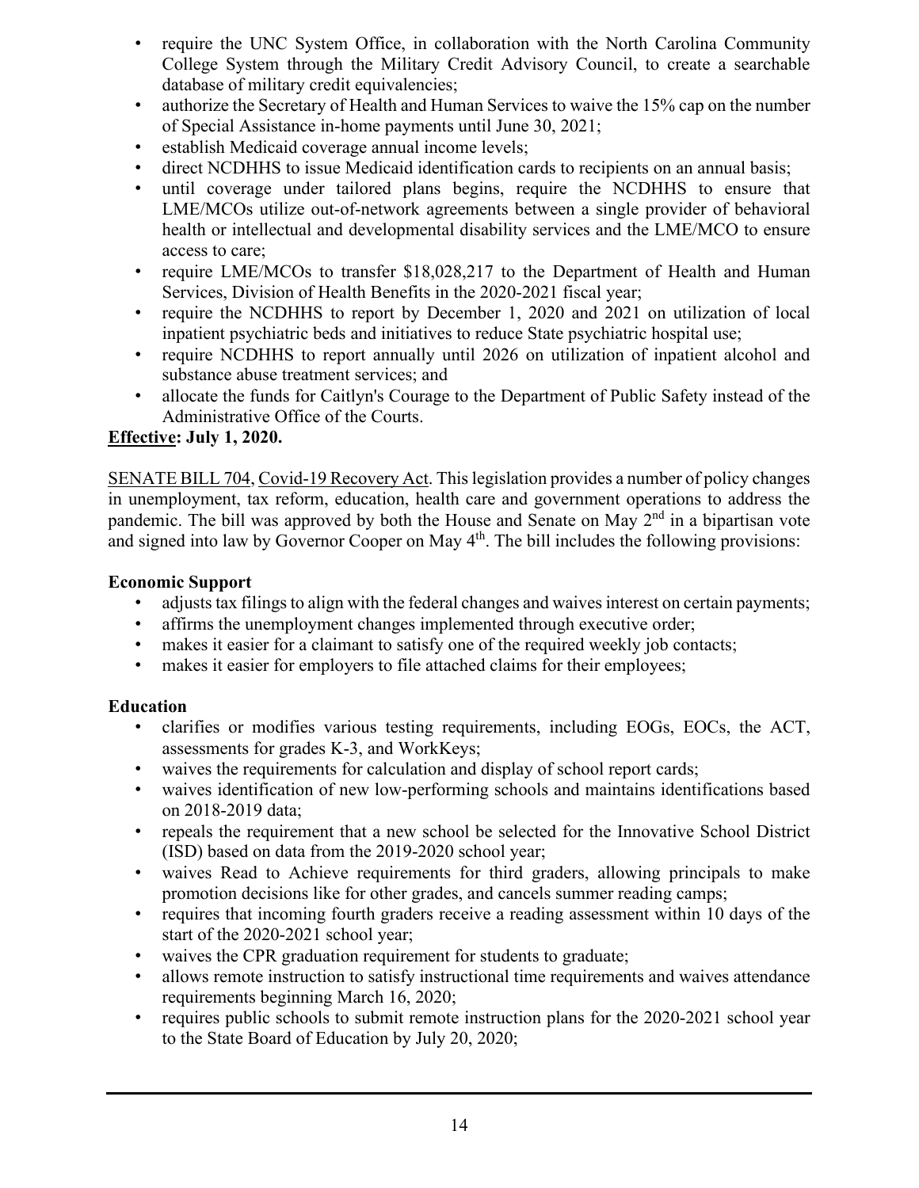- require the UNC System Office, in collaboration with the North Carolina Community College System through the Military Credit Advisory Council, to create a searchable database of military credit equivalencies;
- authorize the Secretary of Health and Human Services to waive the 15% cap on the number of Special Assistance in-home payments until June 30, 2021;
- establish Medicaid coverage annual income levels;
- direct NCDHHS to issue Medicaid identification cards to recipients on an annual basis;
- until coverage under tailored plans begins, require the NCDHHS to ensure that LME/MCOs utilize out-of-network agreements between a single provider of behavioral health or intellectual and developmental disability services and the LME/MCO to ensure access to care;
- require LME/MCOs to transfer $18,028,217 to the Department of Health and Human Services, Division of Health Benefits in the 2020-2021 fiscal year;
- require the NCDHHS to report by December 1, 2020 and 2021 on utilization of local inpatient psychiatric beds and initiatives to reduce State psychiatric hospital use;
- require NCDHHS to report annually until 2026 on utilization of inpatient alcohol and substance abuse treatment services; and
- allocate the funds for Caitlyn's Courage to the Department of Public Safety instead of the Administrative Office of the Courts.

**Effective: July 1, 2020.**

SENATE BILL 704, Covid-19 Recovery Act. This legislation provides a number of policy changes in unemployment, tax reform, education, health care and government operations to address the pandemic. The bill was approved by both the House and Senate on May 2nd in a bipartisan vote and signed into law by Governor Cooper on May 4th. The bill includes the following provisions:

**Economic Support**

- adjusts tax filings to align with the federal changes and waives interest on certain payments;
- affirms the unemployment changes implemented through executive order;
- makes it easier for a claimant to satisfy one of the required weekly job contacts;
- makes it easier for employers to file attached claims for their employees;

**Education**

- clarifies or modifies various testing requirements, including EOGs, EOCs, the ACT, assessments for grades K-3, and WorkKeys;
- waives the requirements for calculation and display of school report cards;
- waives identification of new low-performing schools and maintains identifications based on 2018-2019 data;
- repeals the requirement that a new school be selected for the Innovative School District (ISD) based on data from the 2019-2020 school year;
- waives Read to Achieve requirements for third graders, allowing principals to make promotion decisions like for other grades, and cancels summer reading camps;
- requires that incoming fourth graders receive a reading assessment within 10 days of the start of the 2020-2021 school year;
- waives the CPR graduation requirement for students to graduate;
- allows remote instruction to satisfy instructional time requirements and waives attendance requirements beginning March 16, 2020;
- requires public schools to submit remote instruction plans for the 2020-2021 school year to the State Board of Education by July 20, 2020;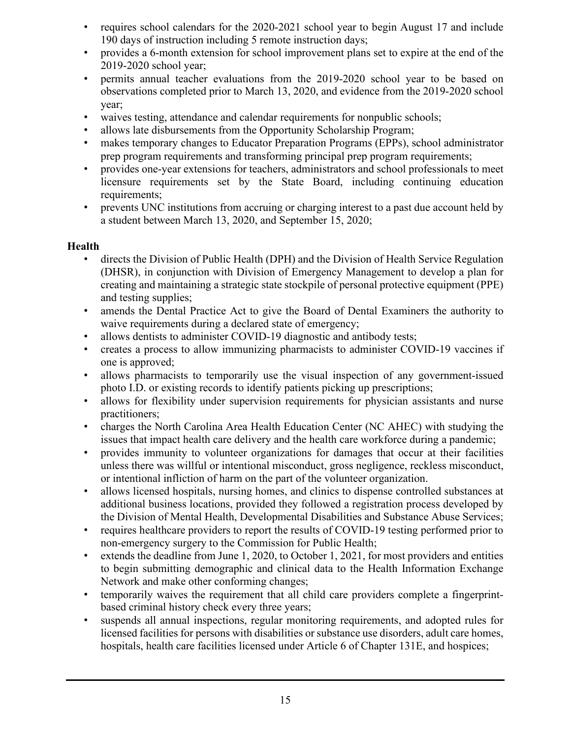- requires school calendars for the 2020-2021 school year to begin August 17 and include 190 days of instruction including 5 remote instruction days;
- provides a 6-month extension for school improvement plans set to expire at the end of the 2019-2020 school year;
- permits annual teacher evaluations from the 2019-2020 school year to be based on observations completed prior to March 13, 2020, and evidence from the 2019-2020 school year;
- waives testing, attendance and calendar requirements for nonpublic schools;
- allows late disbursements from the Opportunity Scholarship Program;
- makes temporary changes to Educator Preparation Programs (EPPs), school administrator prep program requirements and transforming principal prep program requirements;
- provides one-year extensions for teachers, administrators and school professionals to meet licensure requirements set by the State Board, including continuing education requirements;
- prevents UNC institutions from accruing or charging interest to a past due account held by a student between March 13, 2020, and September 15, 2020;

**Health**

- directs the Division of Public Health (DPH) and the Division of Health Service Regulation (DHSR), in conjunction with Division of Emergency Management to develop a plan for creating and maintaining a strategic state stockpile of personal protective equipment (PPE) and testing supplies;
- amends the Dental Practice Act to give the Board of Dental Examiners the authority to waive requirements during a declared state of emergency;
- allows dentists to administer COVID-19 diagnostic and antibody tests;
- creates a process to allow immunizing pharmacists to administer COVID-19 vaccines if one is approved;
- allows pharmacists to temporarily use the visual inspection of any government-issued photo I.D. or existing records to identify patients picking up prescriptions;
- allows for flexibility under supervision requirements for physician assistants and nurse practitioners;
- charges the North Carolina Area Health Education Center (NC AHEC) with studying the issues that impact health care delivery and the health care workforce during a pandemic;
- provides immunity to volunteer organizations for damages that occur at their facilities unless there was willful or intentional misconduct, gross negligence, reckless misconduct, or intentional infliction of harm on the part of the volunteer organization.
- allows licensed hospitals, nursing homes, and clinics to dispense controlled substances at additional business locations, provided they followed a registration process developed by the Division of Mental Health, Developmental Disabilities and Substance Abuse Services;
- requires healthcare providers to report the results of COVID-19 testing performed prior to non-emergency surgery to the Commission for Public Health;
- extends the deadline from June 1, 2020, to October 1, 2021, for most providers and entities to begin submitting demographic and clinical data to the Health Information Exchange Network and make other conforming changes;
- temporarily waives the requirement that all child care providers complete a fingerprint-based criminal history check every three years;
- suspends all annual inspections, regular monitoring requirements, and adopted rules for licensed facilities for persons with disabilities or substance use disorders, adult care homes, hospitals, health care facilities licensed under Article 6 of Chapter 131E, and hospices;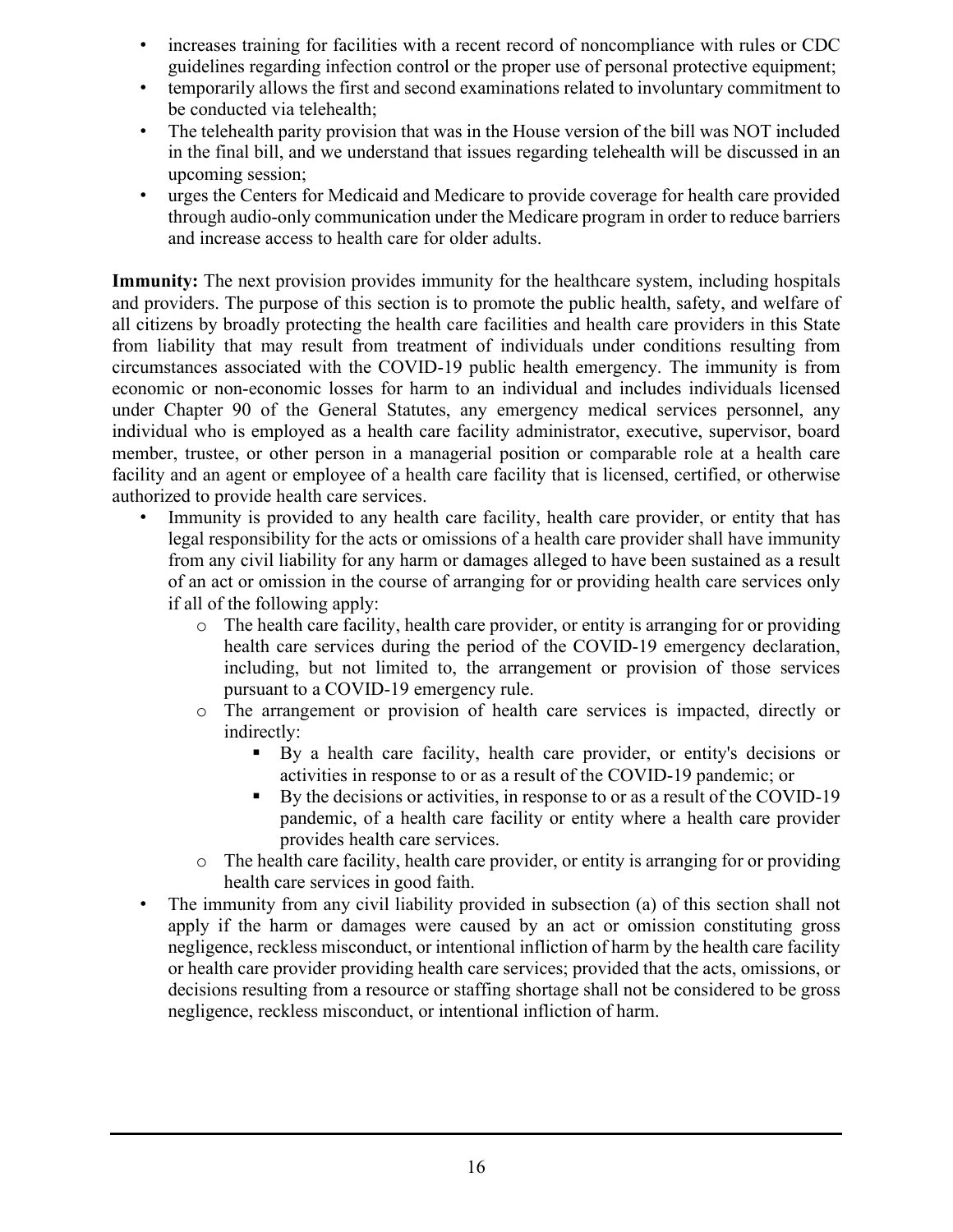- increases training for facilities with a recent record of noncompliance with rules or CDC guidelines regarding infection control or the proper use of personal protective equipment;
- temporarily allows the first and second examinations related to involuntary commitment to be conducted via telehealth;
- The telehealth parity provision that was in the House version of the bill was NOT included in the final bill, and we understand that issues regarding telehealth will be discussed in an upcoming session;
- urges the Centers for Medicaid and Medicare to provide coverage for health care provided through audio-only communication under the Medicare program in order to reduce barriers and increase access to health care for older adults.

**Immunity:** The next provision provides immunity for the healthcare system, including hospitals and providers. The purpose of this section is to promote the public health, safety, and welfare of all citizens by broadly protecting the health care facilities and health care providers in this State from liability that may result from treatment of individuals under conditions resulting from circumstances associated with the COVID-19 public health emergency. The immunity is from economic or non-economic losses for harm to an individual and includes individuals licensed under Chapter 90 of the General Statutes, any emergency medical services personnel, any individual who is employed as a health care facility administrator, executive, supervisor, board member, trustee, or other person in a managerial position or comparable role at a health care facility and an agent or employee of a health care facility that is licensed, certified, or otherwise authorized to provide health care services.

- Immunity is provided to any health care facility, health care provider, or entity that has legal responsibility for the acts or omissions of a health care provider shall have immunity from any civil liability for any harm or damages alleged to have been sustained as a result of an act or omission in the course of arranging for or providing health care services only if all of the following apply:
  - The health care facility, health care provider, or entity is arranging for or providing health care services during the period of the COVID-19 emergency declaration, including, but not limited to, the arrangement or provision of those services pursuant to a COVID-19 emergency rule.
  - The arrangement or provision of health care services is impacted, directly or indirectly:
    - By a health care facility, health care provider, or entity's decisions or activities in response to or as a result of the COVID-19 pandemic; or
    - By the decisions or activities, in response to or as a result of the COVID-19 pandemic, of a health care facility or entity where a health care provider provides health care services.
  - The health care facility, health care provider, or entity is arranging for or providing health care services in good faith.
- The immunity from any civil liability provided in subsection (a) of this section shall not apply if the harm or damages were caused by an act or omission constituting gross negligence, reckless misconduct, or intentional infliction of harm by the health care facility or health care provider providing health care services; provided that the acts, omissions, or decisions resulting from a resource or staffing shortage shall not be considered to be gross negligence, reckless misconduct, or intentional infliction of harm.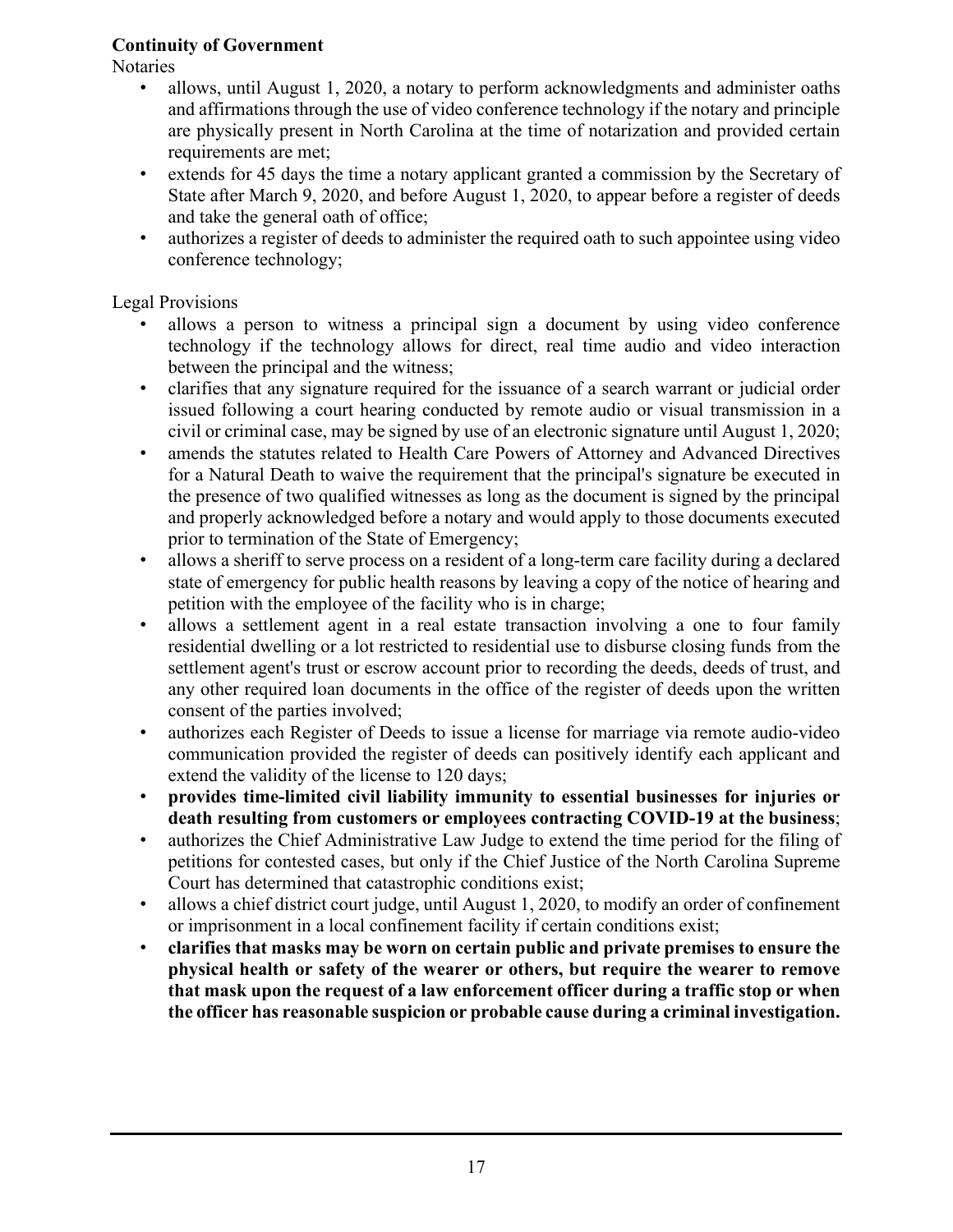**Continuity of Government**

Notaries

- allows, until August 1, 2020, a notary to perform acknowledgments and administer oaths and affirmations through the use of video conference technology if the notary and principle are physically present in North Carolina at the time of notarization and provided certain requirements are met;
- extends for 45 days the time a notary applicant granted a commission by the Secretary of State after March 9, 2020, and before August 1, 2020, to appear before a register of deeds and take the general oath of office;
- authorizes a register of deeds to administer the required oath to such appointee using video conference technology;

Legal Provisions

- allows a person to witness a principal sign a document by using video conference technology if the technology allows for direct, real time audio and video interaction between the principal and the witness;
- clarifies that any signature required for the issuance of a search warrant or judicial order issued following a court hearing conducted by remote audio or visual transmission in a civil or criminal case, may be signed by use of an electronic signature until August 1, 2020;
- amends the statutes related to Health Care Powers of Attorney and Advanced Directives for a Natural Death to waive the requirement that the principal's signature be executed in the presence of two qualified witnesses as long as the document is signed by the principal and properly acknowledged before a notary and would apply to those documents executed prior to termination of the State of Emergency;
- allows a sheriff to serve process on a resident of a long-term care facility during a declared state of emergency for public health reasons by leaving a copy of the notice of hearing and petition with the employee of the facility who is in charge;
- allows a settlement agent in a real estate transaction involving a one to four family residential dwelling or a lot restricted to residential use to disburse closing funds from the settlement agent's trust or escrow account prior to recording the deeds, deeds of trust, and any other required loan documents in the office of the register of deeds upon the written consent of the parties involved;
- authorizes each Register of Deeds to issue a license for marriage via remote audio-video communication provided the register of deeds can positively identify each applicant and extend the validity of the license to 120 days;
- **provides time-limited civil liability immunity to essential businesses for injuries or death resulting from customers or employees contracting COVID-19 at the business**;
- authorizes the Chief Administrative Law Judge to extend the time period for the filing of petitions for contested cases, but only if the Chief Justice of the North Carolina Supreme Court has determined that catastrophic conditions exist;
- allows a chief district court judge, until August 1, 2020, to modify an order of confinement or imprisonment in a local confinement facility if certain conditions exist;
- **clarifies that masks may be worn on certain public and private premises to ensure the physical health or safety of the wearer or others, but require the wearer to remove that mask upon the request of a law enforcement officer during a traffic stop or when the officer has reasonable suspicion or probable cause during a criminal investigation.**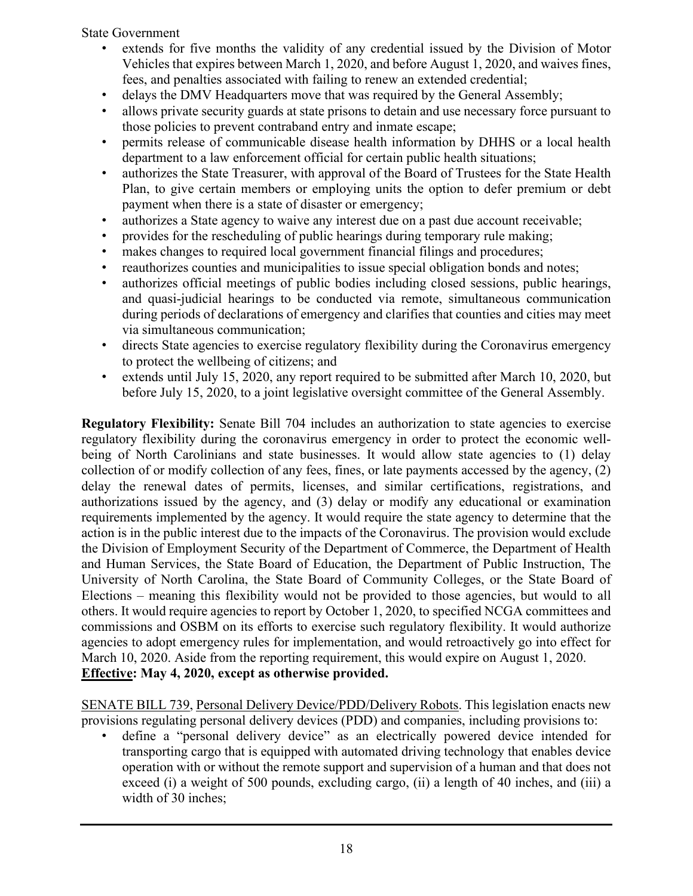State Government

- extends for five months the validity of any credential issued by the Division of Motor Vehicles that expires between March 1, 2020, and before August 1, 2020, and waives fines, fees, and penalties associated with failing to renew an extended credential;
- delays the DMV Headquarters move that was required by the General Assembly;
- allows private security guards at state prisons to detain and use necessary force pursuant to those policies to prevent contraband entry and inmate escape;
- permits release of communicable disease health information by DHHS or a local health department to a law enforcement official for certain public health situations;
- authorizes the State Treasurer, with approval of the Board of Trustees for the State Health Plan, to give certain members or employing units the option to defer premium or debt payment when there is a state of disaster or emergency;
- authorizes a State agency to waive any interest due on a past due account receivable;
- provides for the rescheduling of public hearings during temporary rule making;
- makes changes to required local government financial filings and procedures;
- reauthorizes counties and municipalities to issue special obligation bonds and notes;
- authorizes official meetings of public bodies including closed sessions, public hearings, and quasi-judicial hearings to be conducted via remote, simultaneous communication during periods of declarations of emergency and clarifies that counties and cities may meet via simultaneous communication;
- directs State agencies to exercise regulatory flexibility during the Coronavirus emergency to protect the wellbeing of citizens; and
- extends until July 15, 2020, any report required to be submitted after March 10, 2020, but before July 15, 2020, to a joint legislative oversight committee of the General Assembly.

**Regulatory Flexibility:** Senate Bill 704 includes an authorization to state agencies to exercise regulatory flexibility during the coronavirus emergency in order to protect the economic well-being of North Carolinians and state businesses. It would allow state agencies to (1) delay collection of or modify collection of any fees, fines, or late payments accessed by the agency, (2) delay the renewal dates of permits, licenses, and similar certifications, registrations, and authorizations issued by the agency, and (3) delay or modify any educational or examination requirements implemented by the agency. It would require the state agency to determine that the action is in the public interest due to the impacts of the Coronavirus. The provision would exclude the Division of Employment Security of the Department of Commerce, the Department of Health and Human Services, the State Board of Education, the Department of Public Instruction, The University of North Carolina, the State Board of Community Colleges, or the State Board of Elections – meaning this flexibility would not be provided to those agencies, but would to all others. It would require agencies to report by October 1, 2020, to specified NCGA committees and commissions and OSBM on its efforts to exercise such regulatory flexibility. It would authorize agencies to adopt emergency rules for implementation, and would retroactively go into effect for March 10, 2020. Aside from the reporting requirement, this would expire on August 1, 2020.
**Effective: May 4, 2020, except as otherwise provided.**

SENATE BILL 739, Personal Delivery Device/PDD/Delivery Robots. This legislation enacts new provisions regulating personal delivery devices (PDD) and companies, including provisions to:

- define a "personal delivery device" as an electrically powered device intended for transporting cargo that is equipped with automated driving technology that enables device operation with or without the remote support and supervision of a human and that does not exceed (i) a weight of 500 pounds, excluding cargo, (ii) a length of 40 inches, and (iii) a width of 30 inches;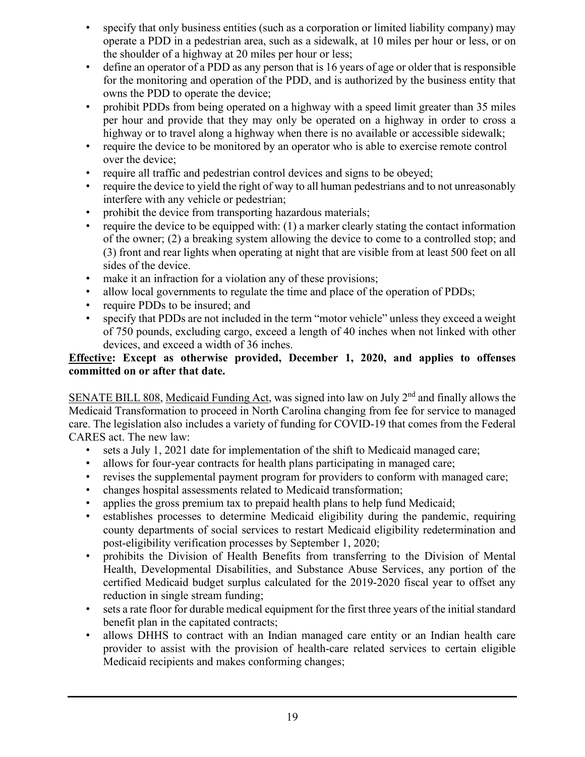- specify that only business entities (such as a corporation or limited liability company) may operate a PDD in a pedestrian area, such as a sidewalk, at 10 miles per hour or less, or on the shoulder of a highway at 20 miles per hour or less;
- define an operator of a PDD as any person that is 16 years of age or older that is responsible for the monitoring and operation of the PDD, and is authorized by the business entity that owns the PDD to operate the device;
- prohibit PDDs from being operated on a highway with a speed limit greater than 35 miles per hour and provide that they may only be operated on a highway in order to cross a highway or to travel along a highway when there is no available or accessible sidewalk;
- require the device to be monitored by an operator who is able to exercise remote control over the device;
- require all traffic and pedestrian control devices and signs to be obeyed;
- require the device to yield the right of way to all human pedestrians and to not unreasonably interfere with any vehicle or pedestrian;
- prohibit the device from transporting hazardous materials;
- require the device to be equipped with: (1) a marker clearly stating the contact information of the owner; (2) a breaking system allowing the device to come to a controlled stop; and (3) front and rear lights when operating at night that are visible from at least 500 feet on all sides of the device.
- make it an infraction for a violation any of these provisions;
- allow local governments to regulate the time and place of the operation of PDDs;
- require PDDs to be insured; and
- specify that PDDs are not included in the term "motor vehicle" unless they exceed a weight of 750 pounds, excluding cargo, exceed a length of 40 inches when not linked with other devices, and exceed a width of 36 inches.

**Effective: Except as otherwise provided, December 1, 2020, and applies to offenses committed on or after that date.**

SENATE BILL 808, Medicaid Funding Act, was signed into law on July 2nd and finally allows the Medicaid Transformation to proceed in North Carolina changing from fee for service to managed care. The legislation also includes a variety of funding for COVID-19 that comes from the Federal CARES act. The new law:

- sets a July 1, 2021 date for implementation of the shift to Medicaid managed care;
- allows for four-year contracts for health plans participating in managed care;
- revises the supplemental payment program for providers to conform with managed care;
- changes hospital assessments related to Medicaid transformation;
- applies the gross premium tax to prepaid health plans to help fund Medicaid;
- establishes processes to determine Medicaid eligibility during the pandemic, requiring county departments of social services to restart Medicaid eligibility redetermination and post-eligibility verification processes by September 1, 2020;
- prohibits the Division of Health Benefits from transferring to the Division of Mental Health, Developmental Disabilities, and Substance Abuse Services, any portion of the certified Medicaid budget surplus calculated for the 2019-2020 fiscal year to offset any reduction in single stream funding;
- sets a rate floor for durable medical equipment for the first three years of the initial standard benefit plan in the capitated contracts;
- allows DHHS to contract with an Indian managed care entity or an Indian health care provider to assist with the provision of health-care related services to certain eligible Medicaid recipients and makes conforming changes;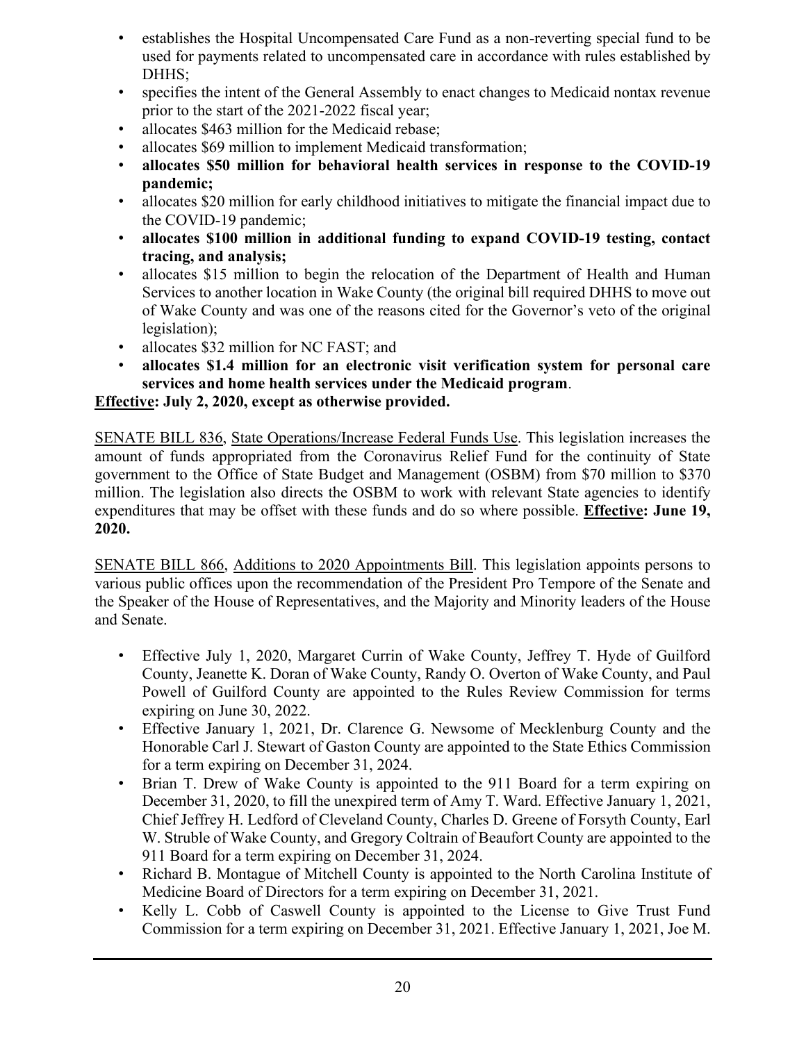- establishes the Hospital Uncompensated Care Fund as a non-reverting special fund to be used for payments related to uncompensated care in accordance with rules established by DHHS;
- specifies the intent of the General Assembly to enact changes to Medicaid nontax revenue prior to the start of the 2021-2022 fiscal year;
- allocates $463 million for the Medicaid rebase;
- allocates $69 million to implement Medicaid transformation;
- **allocates $50 million for behavioral health services in response to the COVID-19 pandemic;**
- allocates $20 million for early childhood initiatives to mitigate the financial impact due to the COVID-19 pandemic;
- **allocates $100 million in additional funding to expand COVID-19 testing, contact tracing, and analysis;**
- allocates $15 million to begin the relocation of the Department of Health and Human Services to another location in Wake County (the original bill required DHHS to move out of Wake County and was one of the reasons cited for the Governor's veto of the original legislation);
- allocates $32 million for NC FAST; and
- **allocates $1.4 million for an electronic visit verification system for personal care services and home health services under the Medicaid program**.

**Effective: July 2, 2020, except as otherwise provided.**

SENATE BILL 836, State Operations/Increase Federal Funds Use. This legislation increases the amount of funds appropriated from the Coronavirus Relief Fund for the continuity of State government to the Office of State Budget and Management (OSBM) from $70 million to $370 million. The legislation also directs the OSBM to work with relevant State agencies to identify expenditures that may be offset with these funds and do so where possible. **Effective: June 19, 2020.**

SENATE BILL 866, Additions to 2020 Appointments Bill. This legislation appoints persons to various public offices upon the recommendation of the President Pro Tempore of the Senate and the Speaker of the House of Representatives, and the Majority and Minority leaders of the House and Senate.

- Effective July 1, 2020, Margaret Currin of Wake County, Jeffrey T. Hyde of Guilford County, Jeanette K. Doran of Wake County, Randy O. Overton of Wake County, and Paul Powell of Guilford County are appointed to the Rules Review Commission for terms expiring on June 30, 2022.
- Effective January 1, 2021, Dr. Clarence G. Newsome of Mecklenburg County and the Honorable Carl J. Stewart of Gaston County are appointed to the State Ethics Commission for a term expiring on December 31, 2024.
- Brian T. Drew of Wake County is appointed to the 911 Board for a term expiring on December 31, 2020, to fill the unexpired term of Amy T. Ward. Effective January 1, 2021, Chief Jeffrey H. Ledford of Cleveland County, Charles D. Greene of Forsyth County, Earl W. Struble of Wake County, and Gregory Coltrain of Beaufort County are appointed to the 911 Board for a term expiring on December 31, 2024.
- Richard B. Montague of Mitchell County is appointed to the North Carolina Institute of Medicine Board of Directors for a term expiring on December 31, 2021.
- Kelly L. Cobb of Caswell County is appointed to the License to Give Trust Fund Commission for a term expiring on December 31, 2021. Effective January 1, 2021, Joe M.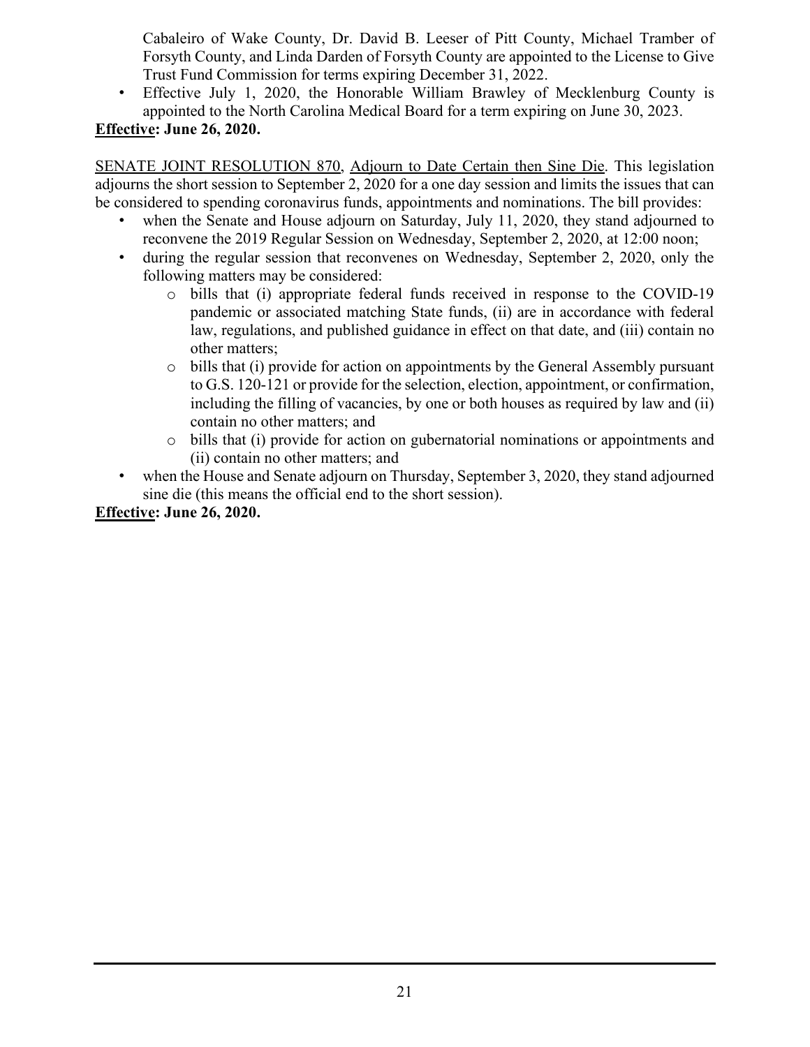Cabaleiro of Wake County, Dr. David B. Leeser of Pitt County, Michael Tramber of Forsyth County, and Linda Darden of Forsyth County are appointed to the License to Give Trust Fund Commission for terms expiring December 31, 2022.

- Effective July 1, 2020, the Honorable William Brawley of Mecklenburg County is appointed to the North Carolina Medical Board for a term expiring on June 30, 2023.

**Effective: June 26, 2020.**

SENATE JOINT RESOLUTION 870, Adjourn to Date Certain then Sine Die. This legislation adjourns the short session to September 2, 2020 for a one day session and limits the issues that can be considered to spending coronavirus funds, appointments and nominations. The bill provides:

- when the Senate and House adjourn on Saturday, July 11, 2020, they stand adjourned to reconvene the 2019 Regular Session on Wednesday, September 2, 2020, at 12:00 noon;
- during the regular session that reconvenes on Wednesday, September 2, 2020, only the following matters may be considered:
  - bills that (i) appropriate federal funds received in response to the COVID-19 pandemic or associated matching State funds, (ii) are in accordance with federal law, regulations, and published guidance in effect on that date, and (iii) contain no other matters;
  - bills that (i) provide for action on appointments by the General Assembly pursuant to G.S. 120-121 or provide for the selection, election, appointment, or confirmation, including the filling of vacancies, by one or both houses as required by law and (ii) contain no other matters; and
  - bills that (i) provide for action on gubernatorial nominations or appointments and (ii) contain no other matters; and
- when the House and Senate adjourn on Thursday, September 3, 2020, they stand adjourned sine die (this means the official end to the short session).

**Effective: June 26, 2020.**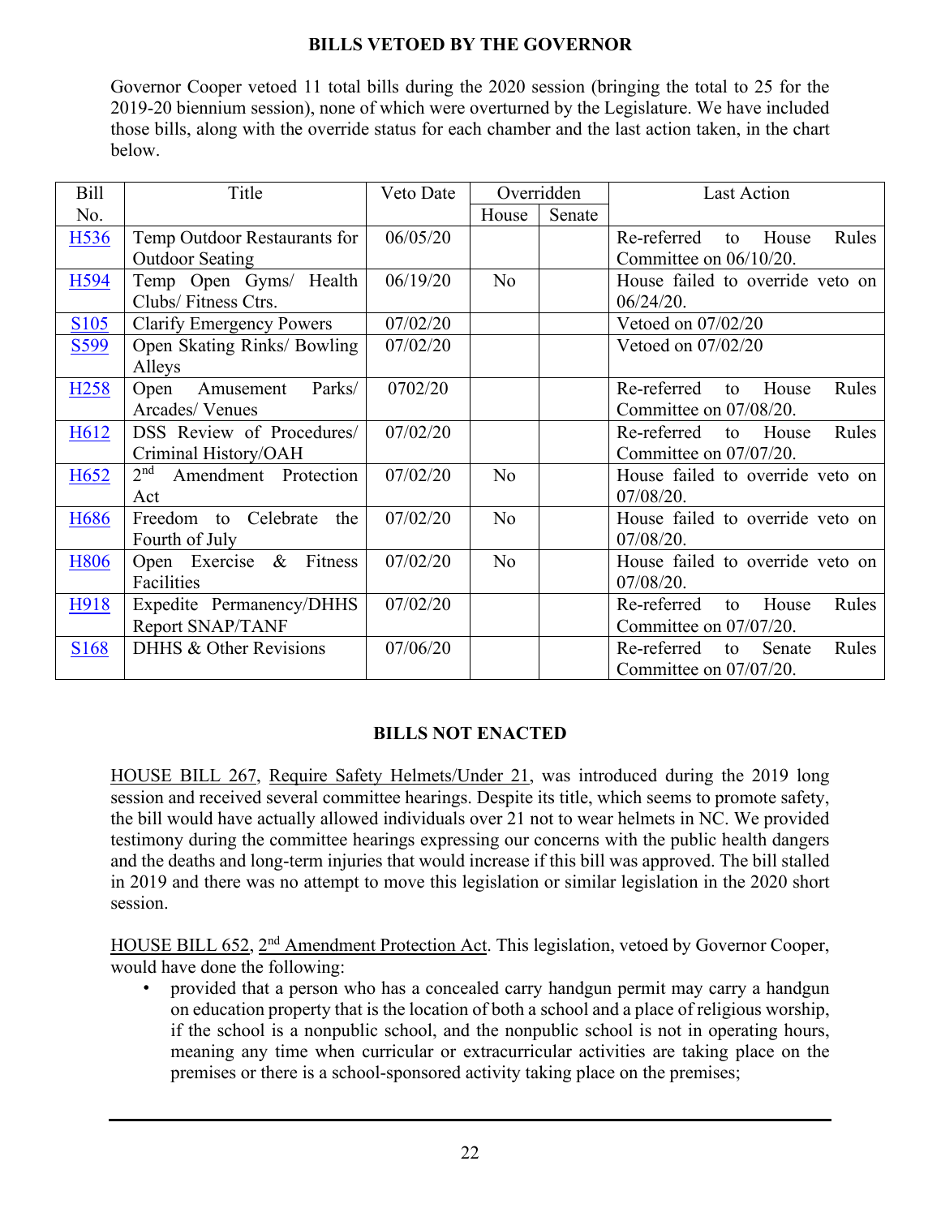**BILLS VETOED BY THE GOVERNOR**

Governor Cooper vetoed 11 total bills during the 2020 session (bringing the total to 25 for the 2019-20 biennium session), none of which were overturned by the Legislature. We have included those bills, along with the override status for each chamber and the last action taken, in the chart below.

| Bill No. | Title | Veto Date | Overridden | | Last Action |
|---|---|---|---|---|---|
| | | | House | Senate | |
| H536 | Temp Outdoor Restaurants for Outdoor Seating | 06/05/20 | | | Re-referred to House Rules Committee on 06/10/20. |
| H594 | Temp Open Gyms/ Health Clubs/ Fitness Ctrs. | 06/19/20 | No | | House failed to override veto on 06/24/20. |
| S105 | Clarify Emergency Powers | 07/02/20 | | | Vetoed on 07/02/20 |
| S599 | Open Skating Rinks/ Bowling Alleys | 07/02/20 | | | Vetoed on 07/02/20 |
| H258 | Open Amusement Parks/ Arcades/ Venues | 0702/20 | | | Re-referred to House Rules Committee on 07/08/20. |
| H612 | DSS Review of Procedures/ Criminal History/OAH | 07/02/20 | | | Re-referred to House Rules Committee on 07/07/20. |
| H652 | 2nd Amendment Protection Act | 07/02/20 | No | | House failed to override veto on 07/08/20. |
| H686 | Freedom to Celebrate the Fourth of July | 07/02/20 | No | | House failed to override veto on 07/08/20. |
| H806 | Open Exercise & Fitness Facilities | 07/02/20 | No | | House failed to override veto on 07/08/20. |
| H918 | Expedite Permanency/DHHS Report SNAP/TANF | 07/02/20 | | | Re-referred to House Rules Committee on 07/07/20. |
| S168 | DHHS & Other Revisions | 07/06/20 | | | Re-referred to Senate Rules Committee on 07/07/20. |

**BILLS NOT ENACTED**

HOUSE BILL 267, Require Safety Helmets/Under 21, was introduced during the 2019 long session and received several committee hearings. Despite its title, which seems to promote safety, the bill would have actually allowed individuals over 21 not to wear helmets in NC. We provided testimony during the committee hearings expressing our concerns with the public health dangers and the deaths and long-term injuries that would increase if this bill was approved. The bill stalled in 2019 and there was no attempt to move this legislation or similar legislation in the 2020 short session.

HOUSE BILL 652, 2nd Amendment Protection Act. This legislation, vetoed by Governor Cooper, would have done the following:

- provided that a person who has a concealed carry handgun permit may carry a handgun on education property that is the location of both a school and a place of religious worship, if the school is a nonpublic school, and the nonpublic school is not in operating hours, meaning any time when curricular or extracurricular activities are taking place on the premises or there is a school-sponsored activity taking place on the premises;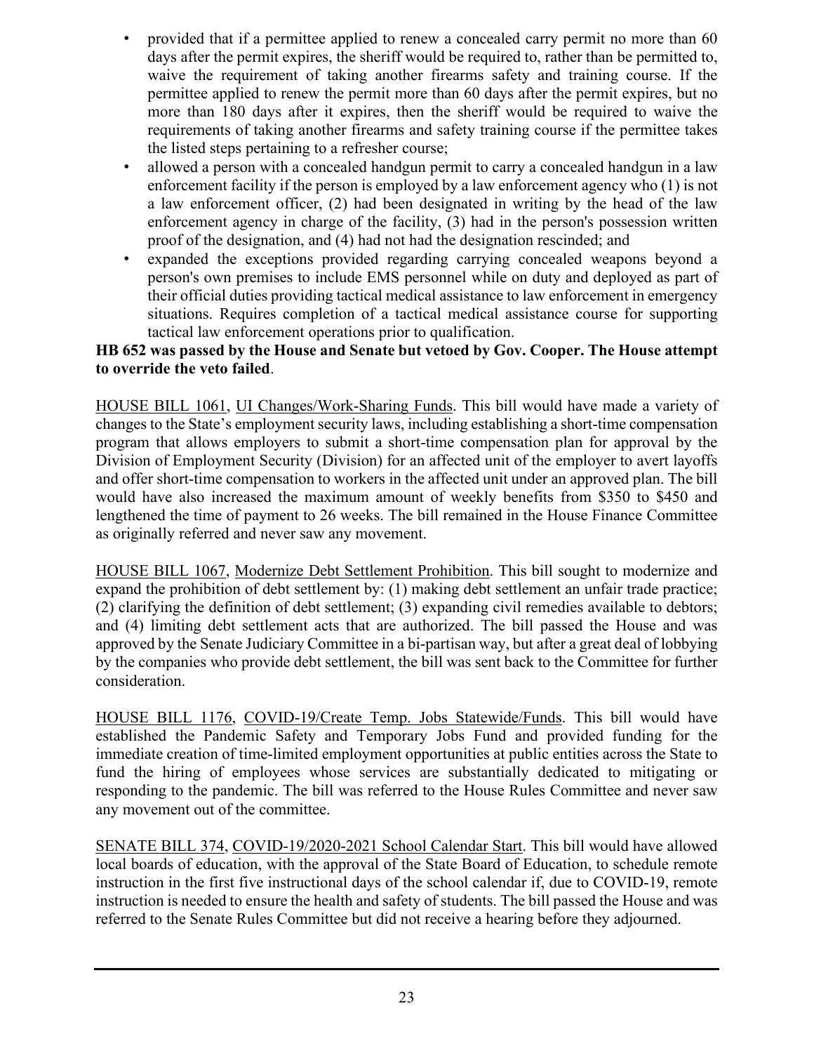- provided that if a permittee applied to renew a concealed carry permit no more than 60 days after the permit expires, the sheriff would be required to, rather than be permitted to, waive the requirement of taking another firearms safety and training course. If the permittee applied to renew the permit more than 60 days after the permit expires, but no more than 180 days after it expires, then the sheriff would be required to waive the requirements of taking another firearms and safety training course if the permittee takes the listed steps pertaining to a refresher course;
- allowed a person with a concealed handgun permit to carry a concealed handgun in a law enforcement facility if the person is employed by a law enforcement agency who (1) is not a law enforcement officer, (2) had been designated in writing by the head of the law enforcement agency in charge of the facility, (3) had in the person's possession written proof of the designation, and (4) had not had the designation rescinded; and
- expanded the exceptions provided regarding carrying concealed weapons beyond a person's own premises to include EMS personnel while on duty and deployed as part of their official duties providing tactical medical assistance to law enforcement in emergency situations. Requires completion of a tactical medical assistance course for supporting tactical law enforcement operations prior to qualification.

**HB 652 was passed by the House and Senate but vetoed by Gov. Cooper. The House attempt to override the veto failed**.

HOUSE BILL 1061, UI Changes/Work-Sharing Funds. This bill would have made a variety of changes to the State's employment security laws, including establishing a short-time compensation program that allows employers to submit a short-time compensation plan for approval by the Division of Employment Security (Division) for an affected unit of the employer to avert layoffs and offer short-time compensation to workers in the affected unit under an approved plan. The bill would have also increased the maximum amount of weekly benefits from $350 to $450 and lengthened the time of payment to 26 weeks. The bill remained in the House Finance Committee as originally referred and never saw any movement.

HOUSE BILL 1067, Modernize Debt Settlement Prohibition. This bill sought to modernize and expand the prohibition of debt settlement by: (1) making debt settlement an unfair trade practice; (2) clarifying the definition of debt settlement; (3) expanding civil remedies available to debtors; and (4) limiting debt settlement acts that are authorized. The bill passed the House and was approved by the Senate Judiciary Committee in a bi-partisan way, but after a great deal of lobbying by the companies who provide debt settlement, the bill was sent back to the Committee for further consideration.

HOUSE BILL 1176, COVID-19/Create Temp. Jobs Statewide/Funds. This bill would have established the Pandemic Safety and Temporary Jobs Fund and provided funding for the immediate creation of time-limited employment opportunities at public entities across the State to fund the hiring of employees whose services are substantially dedicated to mitigating or responding to the pandemic. The bill was referred to the House Rules Committee and never saw any movement out of the committee.

SENATE BILL 374, COVID-19/2020-2021 School Calendar Start. This bill would have allowed local boards of education, with the approval of the State Board of Education, to schedule remote instruction in the first five instructional days of the school calendar if, due to COVID-19, remote instruction is needed to ensure the health and safety of students. The bill passed the House and was referred to the Senate Rules Committee but did not receive a hearing before they adjourned.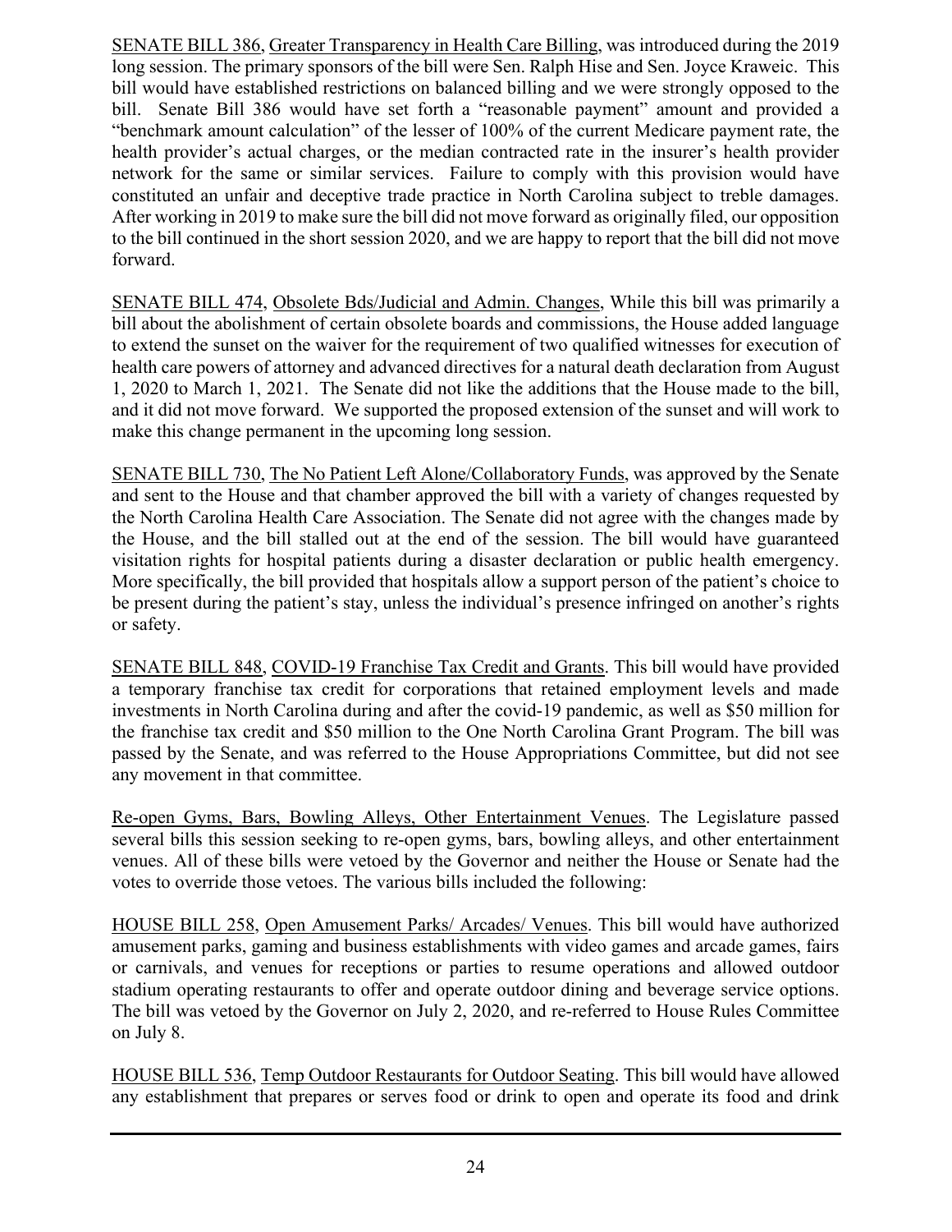<u>SENATE BILL 386</u>, <u>Greater Transparency in Health Care Billing</u>, was introduced during the 2019 long session. The primary sponsors of the bill were Sen. Ralph Hise and Sen. Joyce Kraweic. This bill would have established restrictions on balanced billing and we were strongly opposed to the bill. Senate Bill 386 would have set forth a "reasonable payment" amount and provided a "benchmark amount calculation" of the lesser of 100% of the current Medicare payment rate, the health provider's actual charges, or the median contracted rate in the insurer's health provider network for the same or similar services. Failure to comply with this provision would have constituted an unfair and deceptive trade practice in North Carolina subject to treble damages. After working in 2019 to make sure the bill did not move forward as originally filed, our opposition to the bill continued in the short session 2020, and we are happy to report that the bill did not move forward.

<u>SENATE BILL 474</u>, <u>Obsolete Bds/Judicial and Admin. Changes</u>, While this bill was primarily a bill about the abolishment of certain obsolete boards and commissions, the House added language to extend the sunset on the waiver for the requirement of two qualified witnesses for execution of health care powers of attorney and advanced directives for a natural death declaration from August 1, 2020 to March 1, 2021. The Senate did not like the additions that the House made to the bill, and it did not move forward. We supported the proposed extension of the sunset and will work to make this change permanent in the upcoming long session.

<u>SENATE BILL 730</u>, <u>The No Patient Left Alone/Collaboratory Funds</u>, was approved by the Senate and sent to the House and that chamber approved the bill with a variety of changes requested by the North Carolina Health Care Association. The Senate did not agree with the changes made by the House, and the bill stalled out at the end of the session. The bill would have guaranteed visitation rights for hospital patients during a disaster declaration or public health emergency. More specifically, the bill provided that hospitals allow a support person of the patient's choice to be present during the patient's stay, unless the individual's presence infringed on another's rights or safety.

<u>SENATE BILL 848</u>, <u>COVID-19 Franchise Tax Credit and Grants</u>. This bill would have provided a temporary franchise tax credit for corporations that retained employment levels and made investments in North Carolina during and after the covid-19 pandemic, as well as $50 million for the franchise tax credit and $50 million to the One North Carolina Grant Program. The bill was passed by the Senate, and was referred to the House Appropriations Committee, but did not see any movement in that committee.

<u>Re-open Gyms, Bars, Bowling Alleys, Other Entertainment Venues</u>. The Legislature passed several bills this session seeking to re-open gyms, bars, bowling alleys, and other entertainment venues. All of these bills were vetoed by the Governor and neither the House or Senate had the votes to override those vetoes. The various bills included the following:

<u>HOUSE BILL 258</u>, <u>Open Amusement Parks/ Arcades/ Venues</u>. This bill would have authorized amusement parks, gaming and business establishments with video games and arcade games, fairs or carnivals, and venues for receptions or parties to resume operations and allowed outdoor stadium operating restaurants to offer and operate outdoor dining and beverage service options. The bill was vetoed by the Governor on July 2, 2020, and re-referred to House Rules Committee on July 8.

<u>HOUSE BILL 536</u>, <u>Temp Outdoor Restaurants for Outdoor Seating</u>. This bill would have allowed any establishment that prepares or serves food or drink to open and operate its food and drink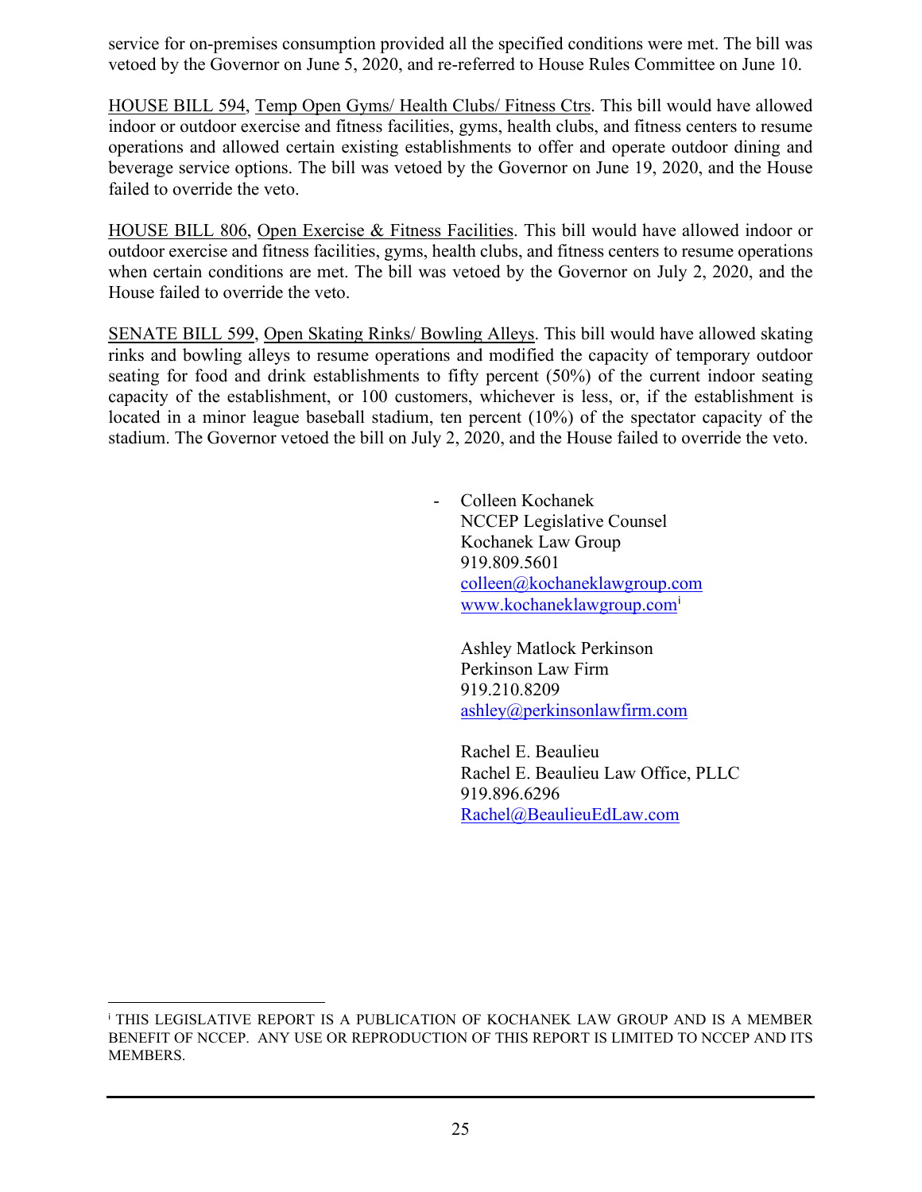service for on-premises consumption provided all the specified conditions were met. The bill was vetoed by the Governor on June 5, 2020, and re-referred to House Rules Committee on June 10.

HOUSE BILL 594, Temp Open Gyms/ Health Clubs/ Fitness Ctrs. This bill would have allowed indoor or outdoor exercise and fitness facilities, gyms, health clubs, and fitness centers to resume operations and allowed certain existing establishments to offer and operate outdoor dining and beverage service options. The bill was vetoed by the Governor on June 19, 2020, and the House failed to override the veto.

HOUSE BILL 806, Open Exercise & Fitness Facilities. This bill would have allowed indoor or outdoor exercise and fitness facilities, gyms, health clubs, and fitness centers to resume operations when certain conditions are met. The bill was vetoed by the Governor on July 2, 2020, and the House failed to override the veto.

SENATE BILL 599, Open Skating Rinks/ Bowling Alleys. This bill would have allowed skating rinks and bowling alleys to resume operations and modified the capacity of temporary outdoor seating for food and drink establishments to fifty percent (50%) of the current indoor seating capacity of the establishment, or 100 customers, whichever is less, or, if the establishment is located in a minor league baseball stadium, ten percent (10%) of the spectator capacity of the stadium. The Governor vetoed the bill on July 2, 2020, and the House failed to override the veto.

- Colleen Kochanek
  NCCEP Legislative Counsel
  Kochanek Law Group
  919.809.5601
  colleen@kochaneklawgroup.com
  www.kochaneklawgroup.com[i]

  Ashley Matlock Perkinson
  Perkinson Law Firm
  919.210.8209
  ashley@perkinsonlawfirm.com

  Rachel E. Beaulieu
  Rachel E. Beaulieu Law Office, PLLC
  919.896.6296
  Rachel@BeaulieuEdLaw.com

[i] THIS LEGISLATIVE REPORT IS A PUBLICATION OF KOCHANEK LAW GROUP AND IS A MEMBER BENEFIT OF NCCEP. ANY USE OR REPRODUCTION OF THIS REPORT IS LIMITED TO NCCEP AND ITS MEMBERS.